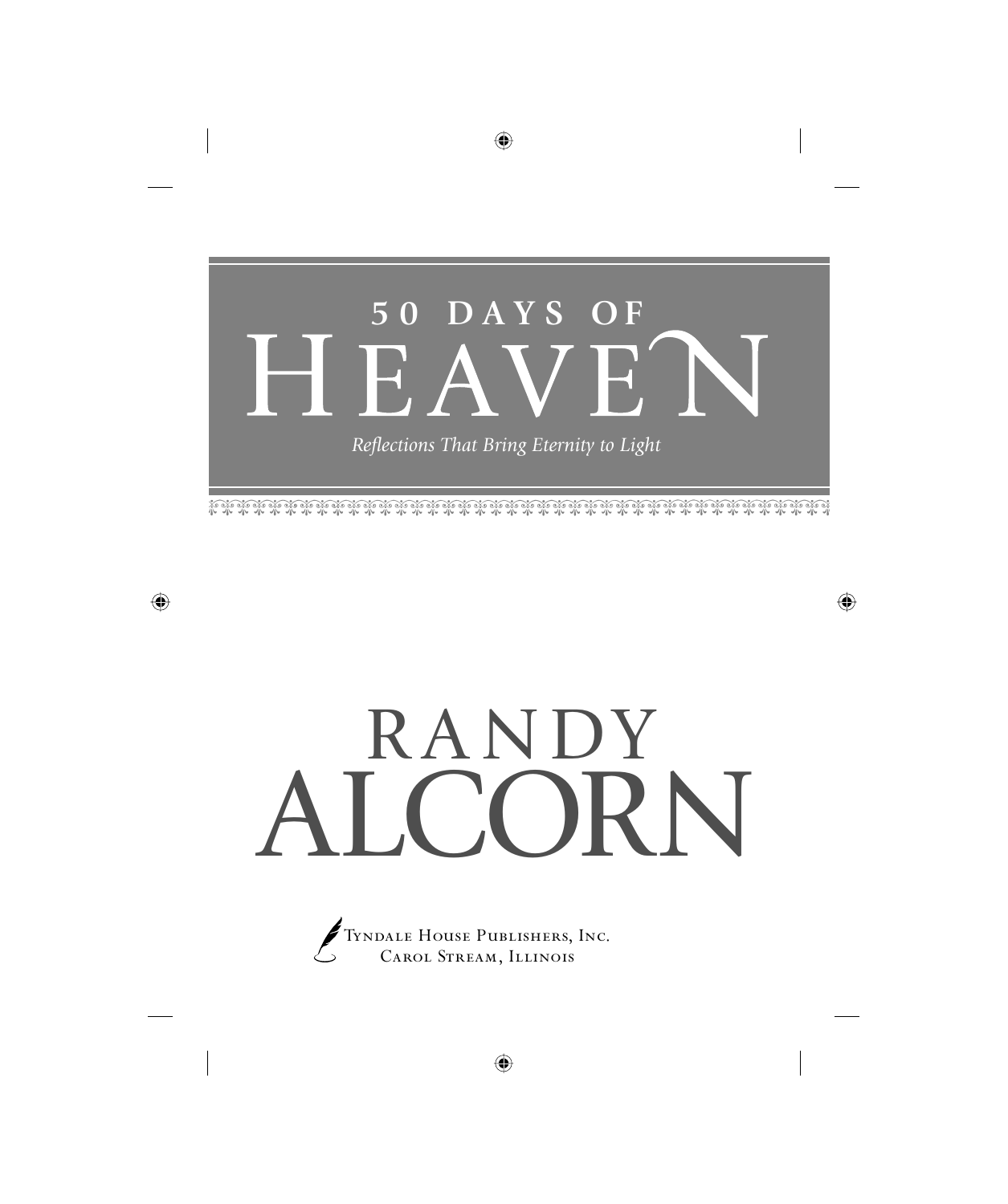# 50 DAYS OF HEAVEN

*Reflections That Bring Eternity to Light*

# RANDY ALCORN

Tyndale House Publishers, Inc.
Carol Stream, Illinois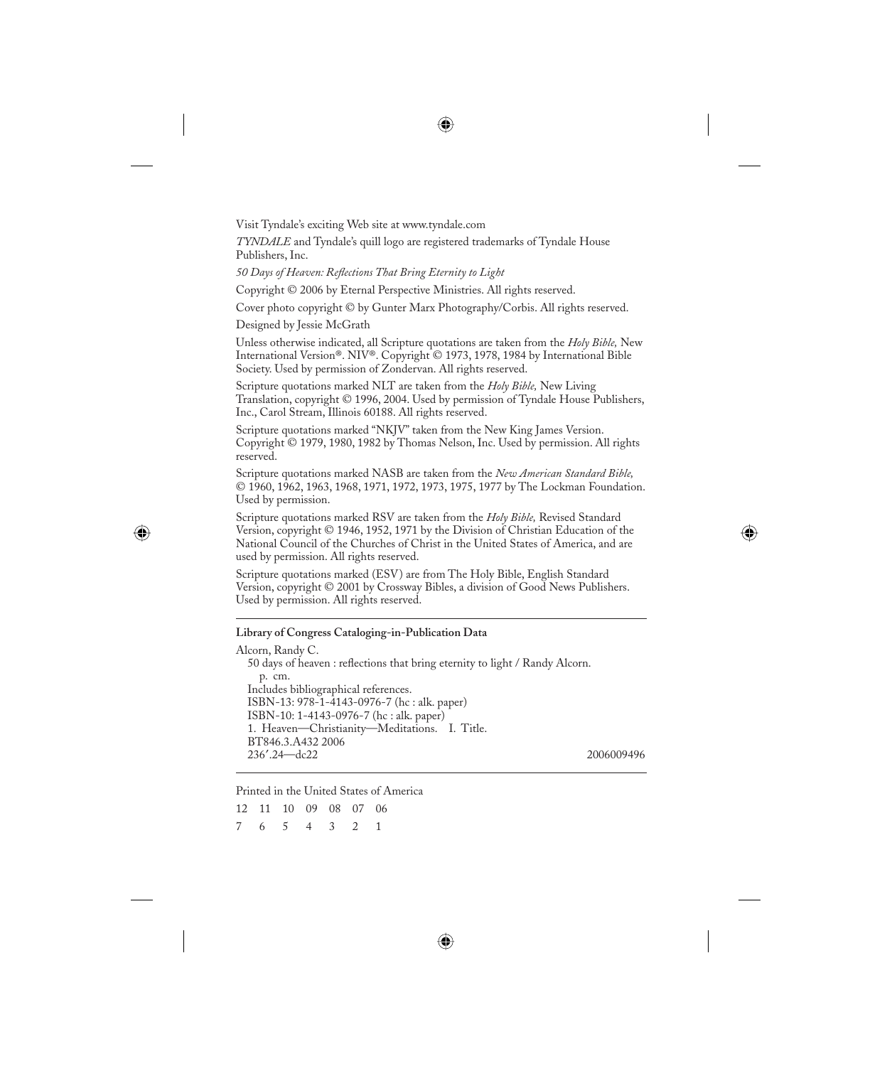Visit Tyndale's exciting Web site at www.tyndale.com

*TYNDALE* and Tyndale's quill logo are registered trademarks of Tyndale House Publishers, Inc.

*50 Days of Heaven: Reflections That Bring Eternity to Light*

Copyright © 2006 by Eternal Perspective Ministries. All rights reserved.

Cover photo copyright © by Gunter Marx Photography/Corbis. All rights reserved.

Designed by Jessie McGrath

Unless otherwise indicated, all Scripture quotations are taken from the *Holy Bible,* New International Version®. NIV®. Copyright © 1973, 1978, 1984 by International Bible Society. Used by permission of Zondervan. All rights reserved.

Scripture quotations marked NLT are taken from the *Holy Bible,* New Living Translation, copyright © 1996, 2004. Used by permission of Tyndale House Publishers, Inc., Carol Stream, Illinois 60188. All rights reserved.

Scripture quotations marked "NKJV" taken from the New King James Version. Copyright © 1979, 1980, 1982 by Thomas Nelson, Inc. Used by permission. All rights reserved.

Scripture quotations marked NASB are taken from the *New American Standard Bible,* © 1960, 1962, 1963, 1968, 1971, 1972, 1973, 1975, 1977 by The Lockman Foundation. Used by permission.

Scripture quotations marked RSV are taken from the *Holy Bible,* Revised Standard Version, copyright © 1946, 1952, 1971 by the Division of Christian Education of the National Council of the Churches of Christ in the United States of America, and are used by permission. All rights reserved.

Scripture quotations marked (ESV) are from The Holy Bible, English Standard Version, copyright © 2001 by Crossway Bibles, a division of Good News Publishers. Used by permission. All rights reserved.

---

**Library of Congress Cataloging-in-Publication Data**

Alcorn, Randy C.
50 days of heaven : reflections that bring eternity to light / Randy Alcorn.
p. cm.
Includes bibliographical references.
ISBN-13: 978-1-4143-0976-7 (hc : alk. paper)
ISBN-10: 1-4143-0976-7 (hc : alk. paper)
1. Heaven—Christianity—Meditations. I. Title.
BT846.3.A432 2006
236′.24—dc22 2006009496

---

Printed in the United States of America

12 11 10 09 08 07 06

7 6 5 4 3 2 1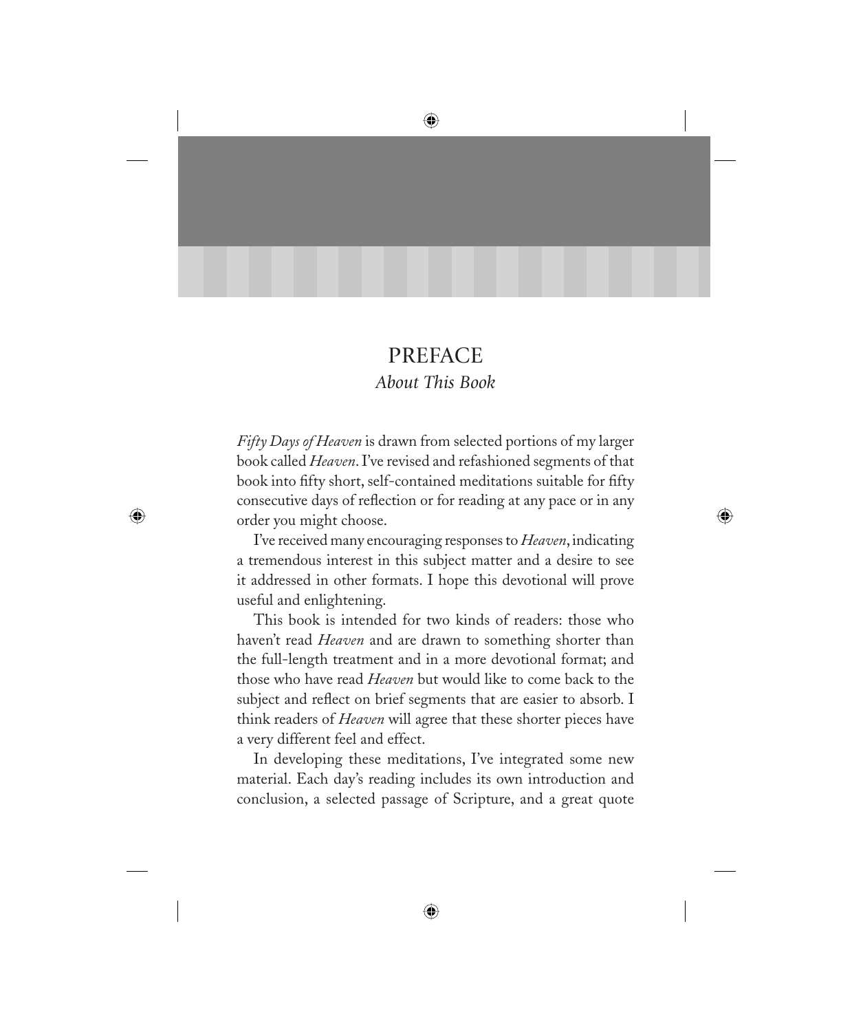# PREFACE

## *About This Book*

*Fifty Days of Heaven* is drawn from selected portions of my larger book called *Heaven*. I've revised and refashioned segments of that book into fifty short, self-contained meditations suitable for fifty consecutive days of reflection or for reading at any pace or in any order you might choose.

I've received many encouraging responses to *Heaven*, indicating a tremendous interest in this subject matter and a desire to see it addressed in other formats. I hope this devotional will prove useful and enlightening.

This book is intended for two kinds of readers: those who haven't read *Heaven* and are drawn to something shorter than the full-length treatment and in a more devotional format; and those who have read *Heaven* but would like to come back to the subject and reflect on brief segments that are easier to absorb. I think readers of *Heaven* will agree that these shorter pieces have a very different feel and effect.

In developing these meditations, I've integrated some new material. Each day's reading includes its own introduction and conclusion, a selected passage of Scripture, and a great quote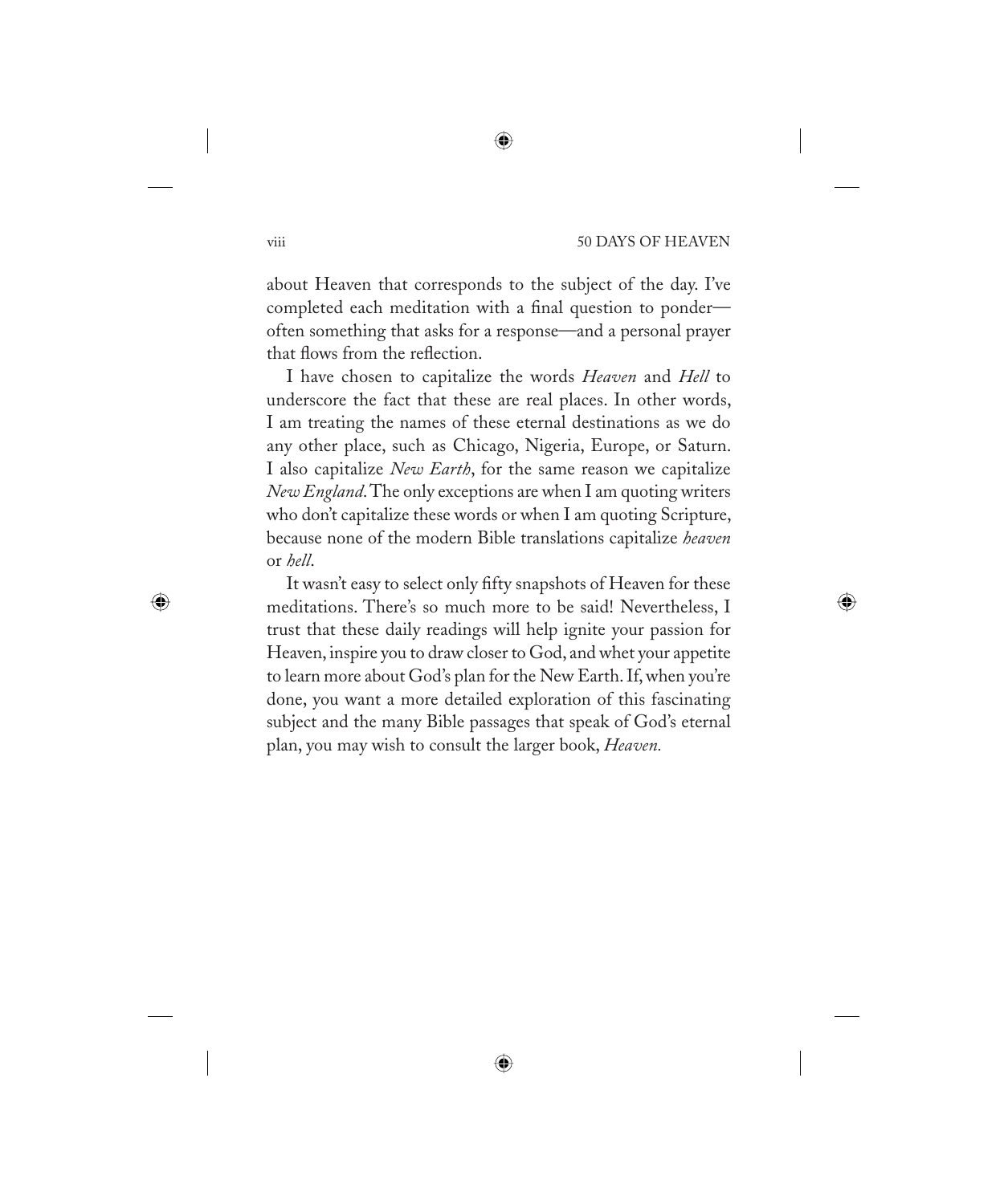about Heaven that corresponds to the subject of the day. I've completed each meditation with a final question to ponder—often something that asks for a response—and a personal prayer that flows from the reflection.

I have chosen to capitalize the words *Heaven* and *Hell* to underscore the fact that these are real places. In other words, I am treating the names of these eternal destinations as we do any other place, such as Chicago, Nigeria, Europe, or Saturn. I also capitalize *New Earth*, for the same reason we capitalize *New England*. The only exceptions are when I am quoting writers who don't capitalize these words or when I am quoting Scripture, because none of the modern Bible translations capitalize *heaven* or *hell*.

It wasn't easy to select only fifty snapshots of Heaven for these meditations. There's so much more to be said! Nevertheless, I trust that these daily readings will help ignite your passion for Heaven, inspire you to draw closer to God, and whet your appetite to learn more about God's plan for the New Earth. If, when you're done, you want a more detailed exploration of this fascinating subject and the many Bible passages that speak of God's eternal plan, you may wish to consult the larger book, *Heaven.*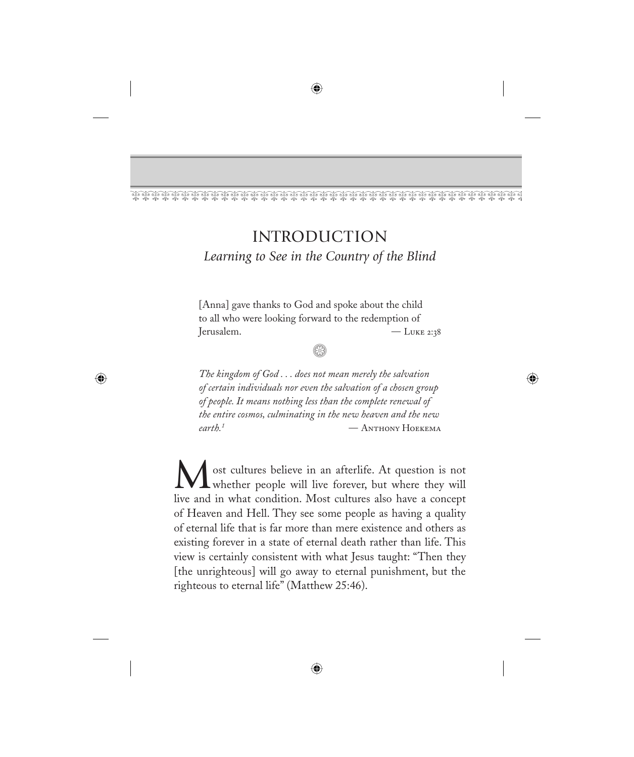# INTRODUCTION

*Learning to See in the Country of the Blind*

> [Anna] gave thanks to God and spoke about the child to all who were looking forward to the redemption of Jerusalem. — Luke 2:38

> *The kingdom of God . . . does not mean merely the salvation of certain individuals nor even the salvation of a chosen group of people. It means nothing less than the complete renewal of the entire cosmos, culminating in the new heaven and the new earth.*[1] — Anthony Hoekema

Most cultures believe in an afterlife. At question is not whether people will live forever, but where they will live and in what condition. Most cultures also have a concept of Heaven and Hell. They see some people as having a quality of eternal life that is far more than mere existence and others as existing forever in a state of eternal death rather than life. This view is certainly consistent with what Jesus taught: "Then they [the unrighteous] will go away to eternal punishment, but the righteous to eternal life" (Matthew 25:46).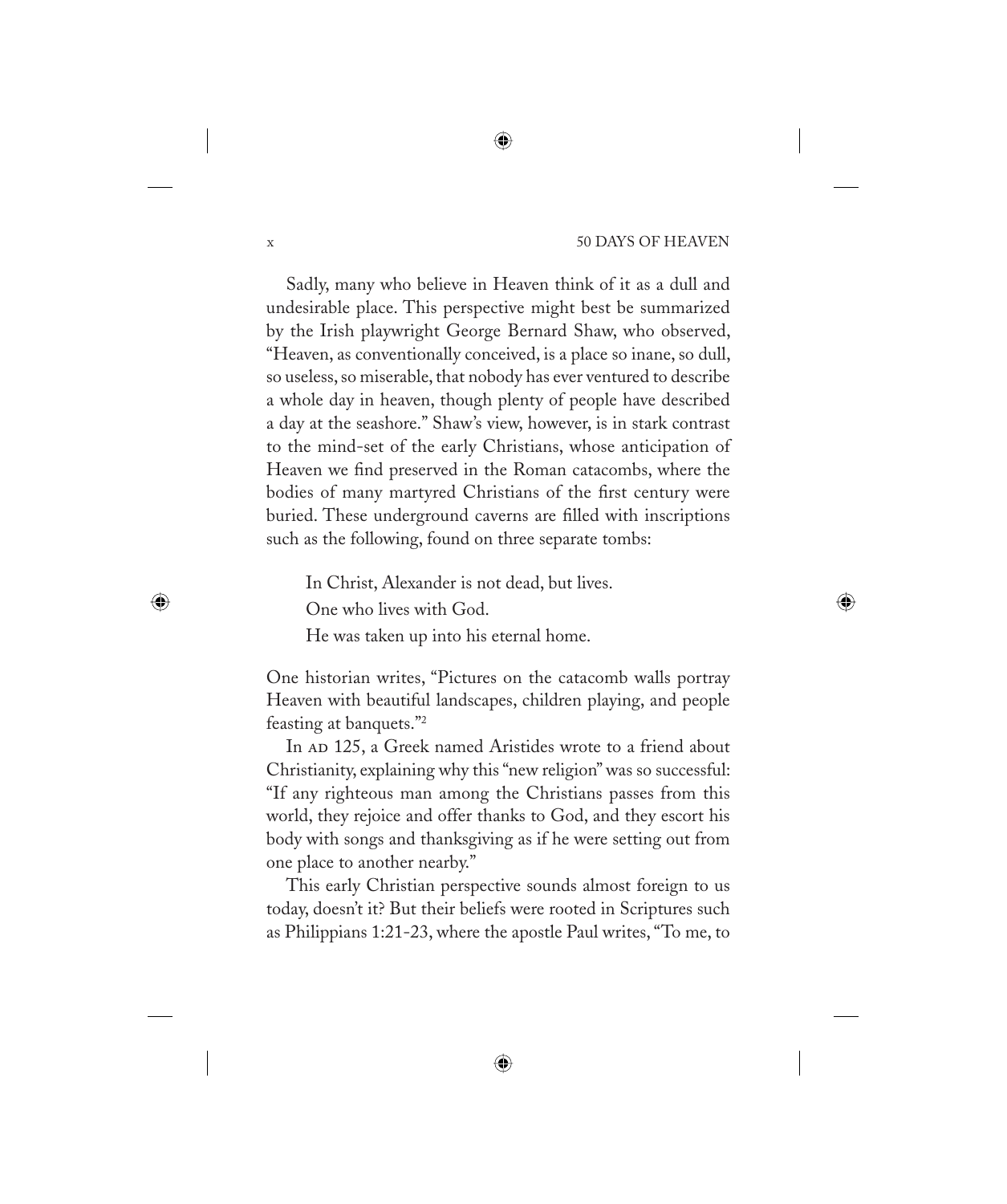Sadly, many who believe in Heaven think of it as a dull and undesirable place. This perspective might best be summarized by the Irish playwright George Bernard Shaw, who observed, "Heaven, as conventionally conceived, is a place so inane, so dull, so useless, so miserable, that nobody has ever ventured to describe a whole day in heaven, though plenty of people have described a day at the seashore." Shaw's view, however, is in stark contrast to the mind-set of the early Christians, whose anticipation of Heaven we find preserved in the Roman catacombs, where the bodies of many martyred Christians of the first century were buried. These underground caverns are filled with inscriptions such as the following, found on three separate tombs:

> In Christ, Alexander is not dead, but lives.
>
> One who lives with God.
>
> He was taken up into his eternal home.

One historian writes, "Pictures on the catacomb walls portray Heaven with beautiful landscapes, children playing, and people feasting at banquets."[2]

In AD 125, a Greek named Aristides wrote to a friend about Christianity, explaining why this "new religion" was so successful: "If any righteous man among the Christians passes from this world, they rejoice and offer thanks to God, and they escort his body with songs and thanksgiving as if he were setting out from one place to another nearby."

This early Christian perspective sounds almost foreign to us today, doesn't it? But their beliefs were rooted in Scriptures such as Philippians 1:21-23, where the apostle Paul writes, "To me, to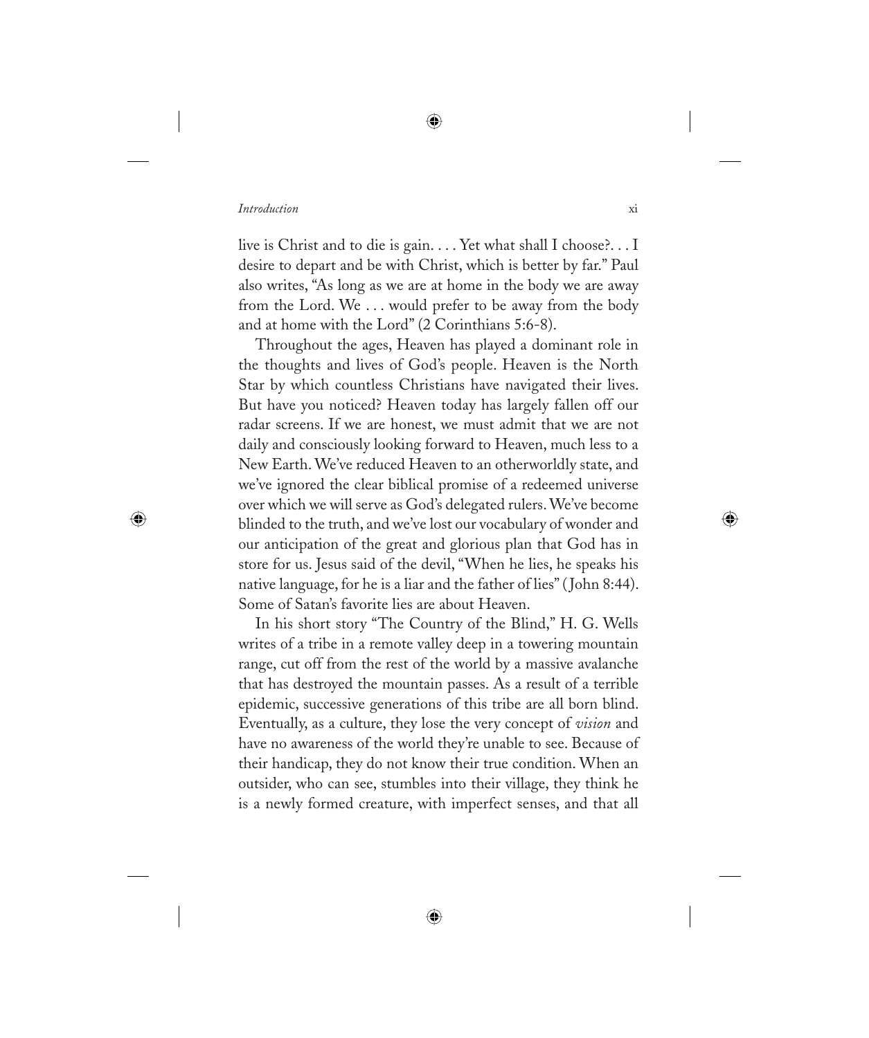live is Christ and to die is gain. . . . Yet what shall I choose?. . . I desire to depart and be with Christ, which is better by far." Paul also writes, "As long as we are at home in the body we are away from the Lord. We . . . would prefer to be away from the body and at home with the Lord" (2 Corinthians 5:6-8).

Throughout the ages, Heaven has played a dominant role in the thoughts and lives of God's people. Heaven is the North Star by which countless Christians have navigated their lives. But have you noticed? Heaven today has largely fallen off our radar screens. If we are honest, we must admit that we are not daily and consciously looking forward to Heaven, much less to a New Earth. We've reduced Heaven to an otherworldly state, and we've ignored the clear biblical promise of a redeemed universe over which we will serve as God's delegated rulers. We've become blinded to the truth, and we've lost our vocabulary of wonder and our anticipation of the great and glorious plan that God has in store for us. Jesus said of the devil, "When he lies, he speaks his native language, for he is a liar and the father of lies" (John 8:44). Some of Satan's favorite lies are about Heaven.

In his short story "The Country of the Blind," H. G. Wells writes of a tribe in a remote valley deep in a towering mountain range, cut off from the rest of the world by a massive avalanche that has destroyed the mountain passes. As a result of a terrible epidemic, successive generations of this tribe are all born blind. Eventually, as a culture, they lose the very concept of *vision* and have no awareness of the world they're unable to see. Because of their handicap, they do not know their true condition. When an outsider, who can see, stumbles into their village, they think he is a newly formed creature, with imperfect senses, and that all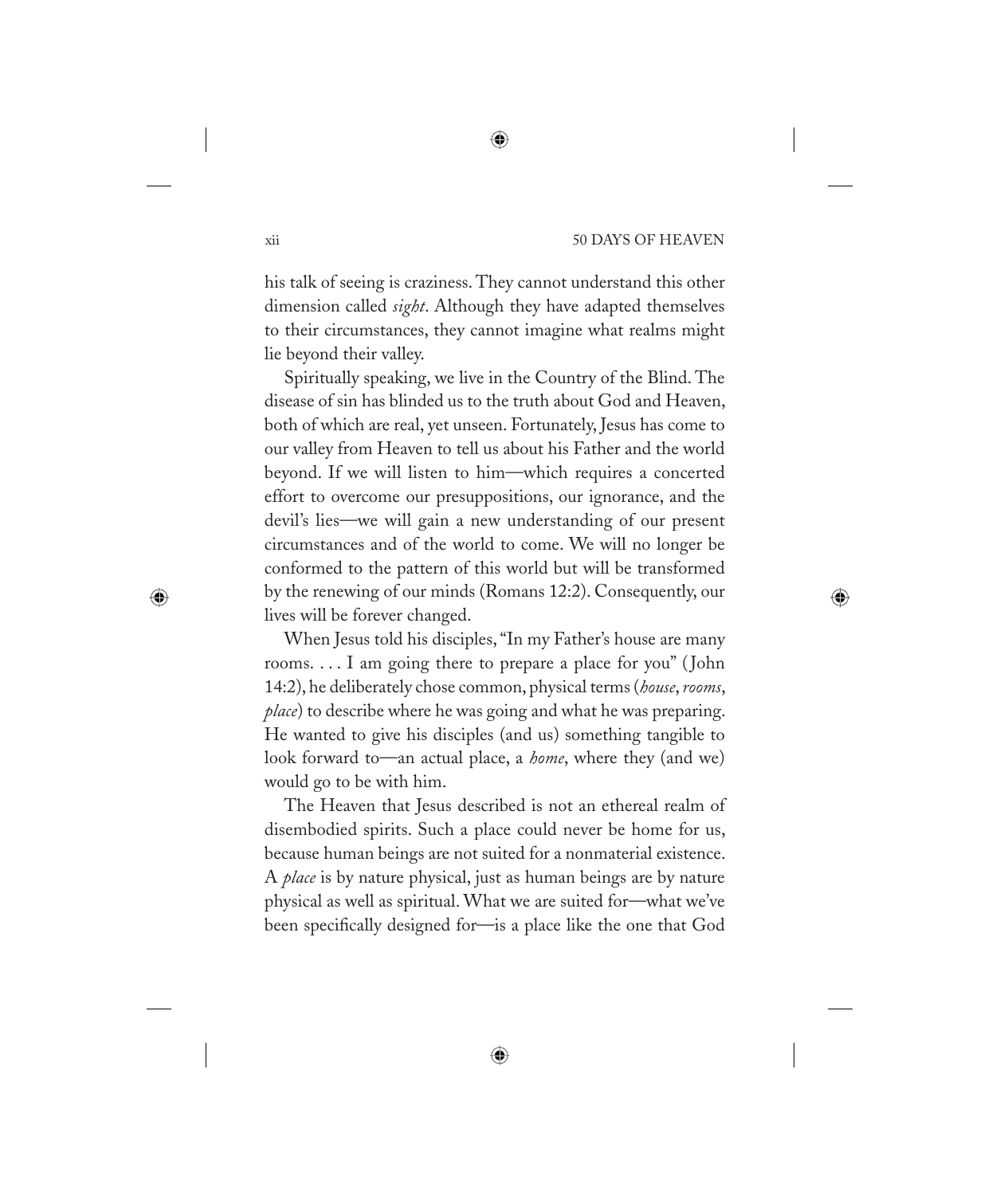his talk of seeing is craziness. They cannot understand this other dimension called *sight*. Although they have adapted themselves to their circumstances, they cannot imagine what realms might lie beyond their valley.

Spiritually speaking, we live in the Country of the Blind. The disease of sin has blinded us to the truth about God and Heaven, both of which are real, yet unseen. Fortunately, Jesus has come to our valley from Heaven to tell us about his Father and the world beyond. If we will listen to him—which requires a concerted effort to overcome our presuppositions, our ignorance, and the devil's lies—we will gain a new understanding of our present circumstances and of the world to come. We will no longer be conformed to the pattern of this world but will be transformed by the renewing of our minds (Romans 12:2). Consequently, our lives will be forever changed.

When Jesus told his disciples, "In my Father's house are many rooms. . . . I am going there to prepare a place for you" (John 14:2), he deliberately chose common, physical terms (*house*, *rooms*, *place*) to describe where he was going and what he was preparing. He wanted to give his disciples (and us) something tangible to look forward to—an actual place, a *home*, where they (and we) would go to be with him.

The Heaven that Jesus described is not an ethereal realm of disembodied spirits. Such a place could never be home for us, because human beings are not suited for a nonmaterial existence. A *place* is by nature physical, just as human beings are by nature physical as well as spiritual. What we are suited for—what we've been specifically designed for—is a place like the one that God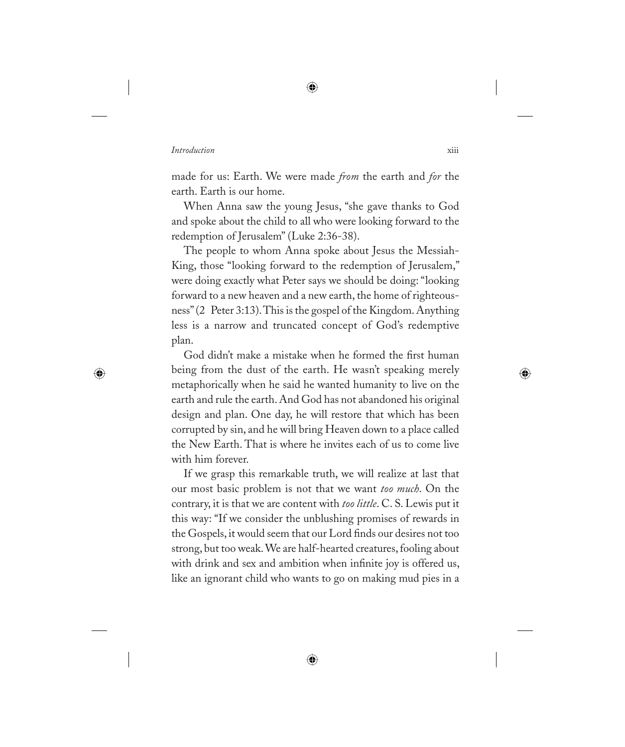made for us: Earth. We were made *from* the earth and *for* the earth. Earth is our home.

When Anna saw the young Jesus, "she gave thanks to God and spoke about the child to all who were looking forward to the redemption of Jerusalem" (Luke 2:36-38).

The people to whom Anna spoke about Jesus the Messiah-King, those "looking forward to the redemption of Jerusalem," were doing exactly what Peter says we should be doing: "looking forward to a new heaven and a new earth, the home of righteousness" (2 Peter 3:13). This is the gospel of the Kingdom. Anything less is a narrow and truncated concept of God's redemptive plan.

God didn't make a mistake when he formed the first human being from the dust of the earth. He wasn't speaking merely metaphorically when he said he wanted humanity to live on the earth and rule the earth. And God has not abandoned his original design and plan. One day, he will restore that which has been corrupted by sin, and he will bring Heaven down to a place called the New Earth. That is where he invites each of us to come live with him forever.

If we grasp this remarkable truth, we will realize at last that our most basic problem is not that we want *too much*. On the contrary, it is that we are content with *too little*. C. S. Lewis put it this way: "If we consider the unblushing promises of rewards in the Gospels, it would seem that our Lord finds our desires not too strong, but too weak. We are half-hearted creatures, fooling about with drink and sex and ambition when infinite joy is offered us, like an ignorant child who wants to go on making mud pies in a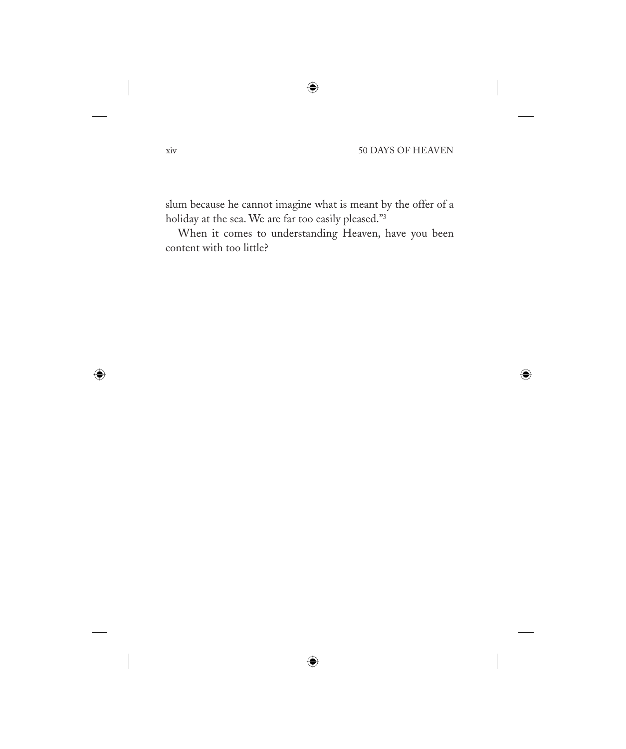slum because he cannot imagine what is meant by the offer of a holiday at the sea. We are far too easily pleased."[3]

When it comes to understanding Heaven, have you been content with too little?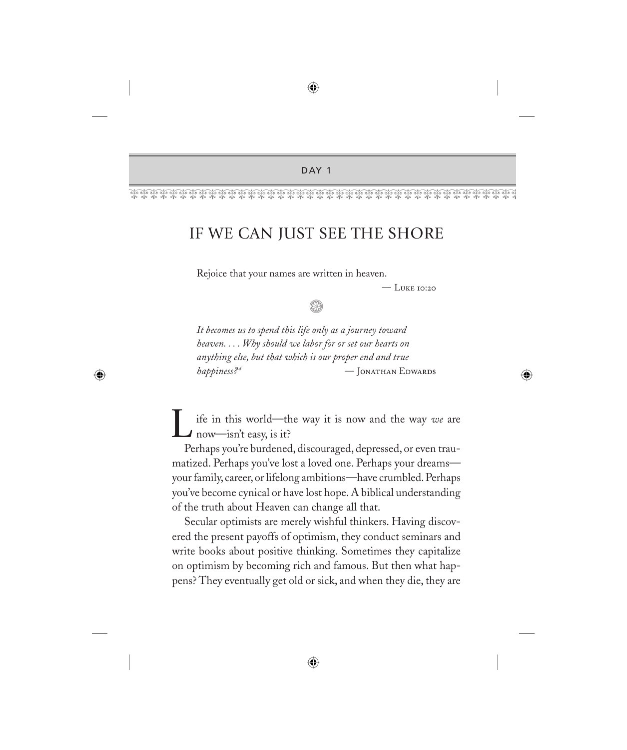## DAY 1

# IF WE CAN JUST SEE THE SHORE

Rejoice that your names are written in heaven.

— Luke 10:20

*It becomes us to spend this life only as a journey toward heaven. . . . Why should we labor for or set our hearts on anything else, but that which is our proper end and true happiness?*[4]

— Jonathan Edwards

Life in this world—the way it is now and the way *we* are now—isn't easy, is it?

Perhaps you're burdened, discouraged, depressed, or even traumatized. Perhaps you've lost a loved one. Perhaps your dreams—your family, career, or lifelong ambitions—have crumbled. Perhaps you've become cynical or have lost hope. A biblical understanding of the truth about Heaven can change all that.

Secular optimists are merely wishful thinkers. Having discovered the present payoffs of optimism, they conduct seminars and write books about positive thinking. Sometimes they capitalize on optimism by becoming rich and famous. But then what happens? They eventually get old or sick, and when they die, they are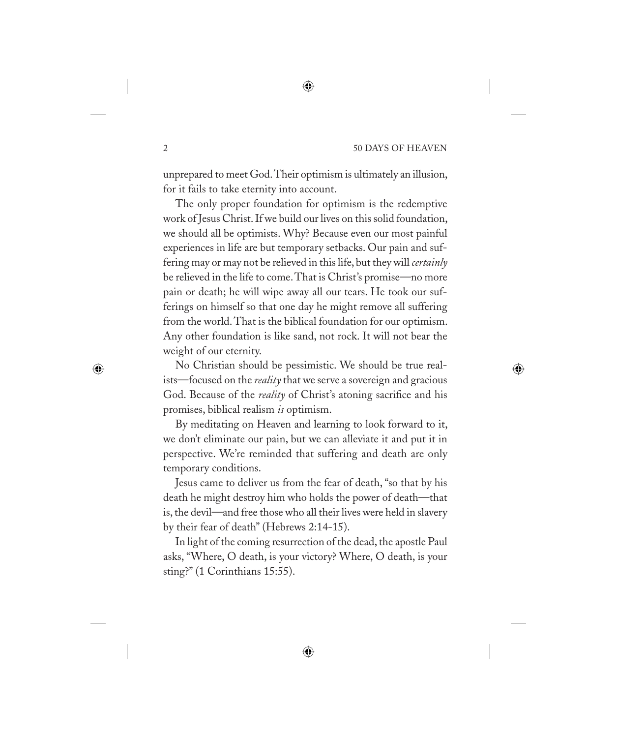unprepared to meet God. Their optimism is ultimately an illusion, for it fails to take eternity into account.

The only proper foundation for optimism is the redemptive work of Jesus Christ. If we build our lives on this solid foundation, we should all be optimists. Why? Because even our most painful experiences in life are but temporary setbacks. Our pain and suffering may or may not be relieved in this life, but they will *certainly* be relieved in the life to come. That is Christ's promise—no more pain or death; he will wipe away all our tears. He took our sufferings on himself so that one day he might remove all suffering from the world. That is the biblical foundation for our optimism. Any other foundation is like sand, not rock. It will not bear the weight of our eternity.

No Christian should be pessimistic. We should be true realists—focused on the *reality* that we serve a sovereign and gracious God. Because of the *reality* of Christ's atoning sacrifice and his promises, biblical realism *is* optimism.

By meditating on Heaven and learning to look forward to it, we don't eliminate our pain, but we can alleviate it and put it in perspective. We're reminded that suffering and death are only temporary conditions.

Jesus came to deliver us from the fear of death, "so that by his death he might destroy him who holds the power of death—that is, the devil—and free those who all their lives were held in slavery by their fear of death" (Hebrews 2:14-15).

In light of the coming resurrection of the dead, the apostle Paul asks, "Where, O death, is your victory? Where, O death, is your sting?" (1 Corinthians 15:55).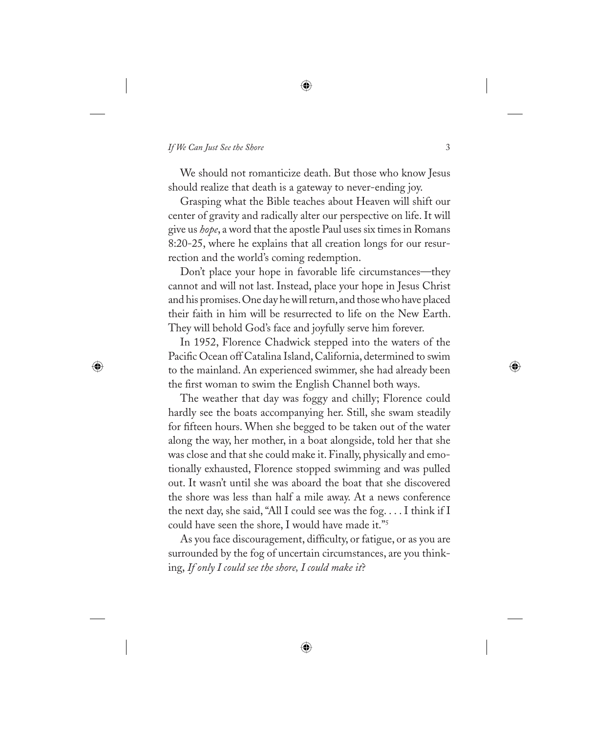We should not romanticize death. But those who know Jesus should realize that death is a gateway to never-ending joy.

Grasping what the Bible teaches about Heaven will shift our center of gravity and radically alter our perspective on life. It will give us *hope*, a word that the apostle Paul uses six times in Romans 8:20-25, where he explains that all creation longs for our resurrection and the world's coming redemption.

Don't place your hope in favorable life circumstances—they cannot and will not last. Instead, place your hope in Jesus Christ and his promises. One day he will return, and those who have placed their faith in him will be resurrected to life on the New Earth. They will behold God's face and joyfully serve him forever.

In 1952, Florence Chadwick stepped into the waters of the Pacific Ocean off Catalina Island, California, determined to swim to the mainland. An experienced swimmer, she had already been the first woman to swim the English Channel both ways.

The weather that day was foggy and chilly; Florence could hardly see the boats accompanying her. Still, she swam steadily for fifteen hours. When she begged to be taken out of the water along the way, her mother, in a boat alongside, told her that she was close and that she could make it. Finally, physically and emotionally exhausted, Florence stopped swimming and was pulled out. It wasn't until she was aboard the boat that she discovered the shore was less than half a mile away. At a news conference the next day, she said, "All I could see was the fog. . . . I think if I could have seen the shore, I would have made it."[5]

As you face discouragement, difficulty, or fatigue, or as you are surrounded by the fog of uncertain circumstances, are you thinking, *If only I could see the shore, I could make it*?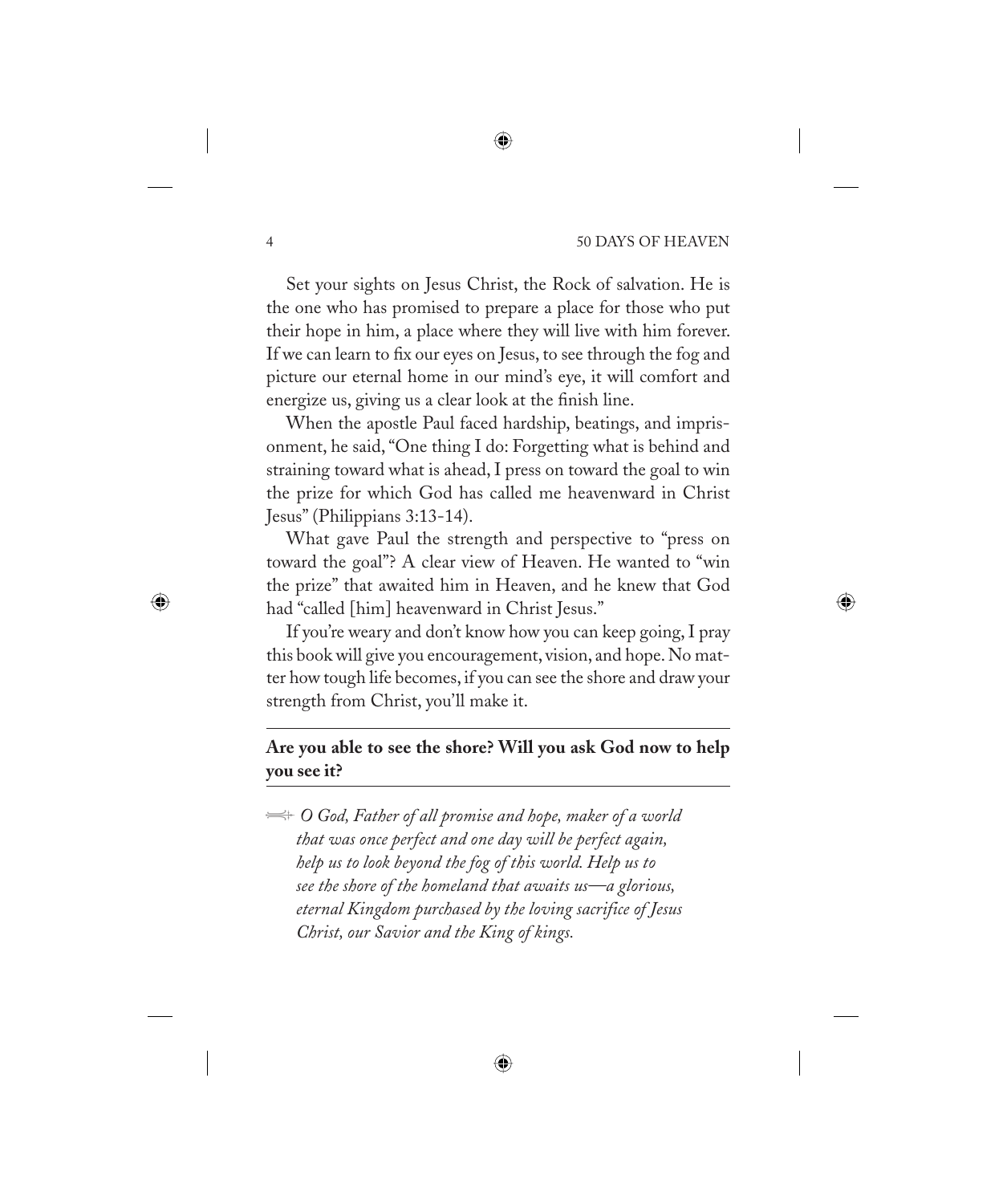Set your sights on Jesus Christ, the Rock of salvation. He is the one who has promised to prepare a place for those who put their hope in him, a place where they will live with him forever. If we can learn to fix our eyes on Jesus, to see through the fog and picture our eternal home in our mind's eye, it will comfort and energize us, giving us a clear look at the finish line.

When the apostle Paul faced hardship, beatings, and imprisonment, he said, "One thing I do: Forgetting what is behind and straining toward what is ahead, I press on toward the goal to win the prize for which God has called me heavenward in Christ Jesus" (Philippians 3:13-14).

What gave Paul the strength and perspective to "press on toward the goal"? A clear view of Heaven. He wanted to "win the prize" that awaited him in Heaven, and he knew that God had "called [him] heavenward in Christ Jesus."

If you're weary and don't know how you can keep going, I pray this book will give you encouragement, vision, and hope. No matter how tough life becomes, if you can see the shore and draw your strength from Christ, you'll make it.

---

**Are you able to see the shore? Will you ask God now to help you see it?**

---

*O God, Father of all promise and hope, maker of a world that was once perfect and one day will be perfect again, help us to look beyond the fog of this world. Help us to see the shore of the homeland that awaits us—a glorious, eternal Kingdom purchased by the loving sacrifice of Jesus Christ, our Savior and the King of kings.*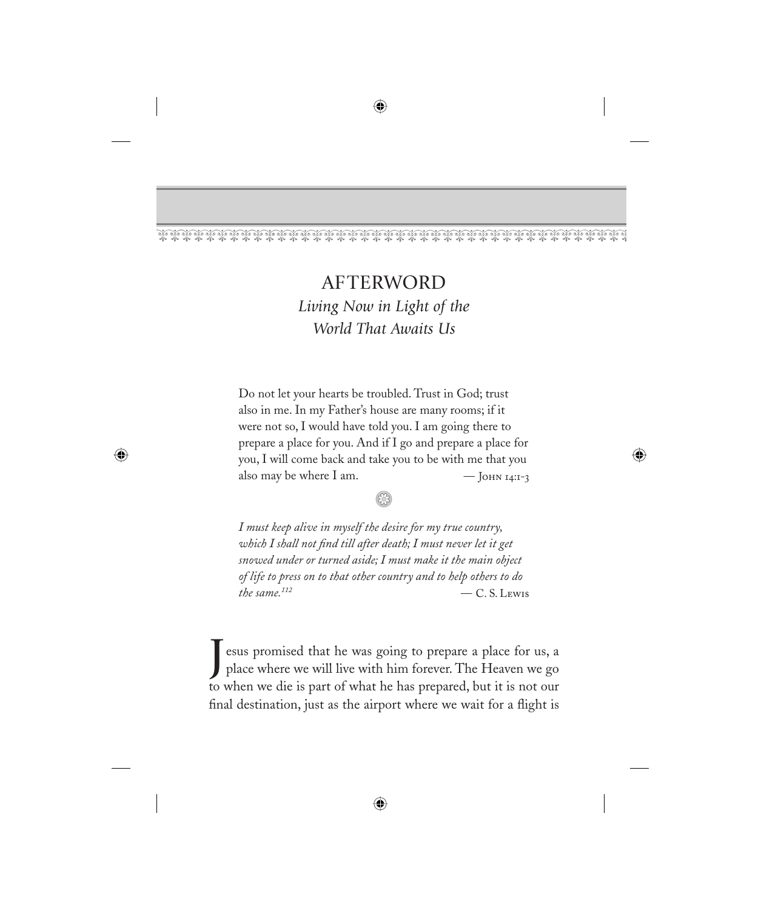# AFTERWORD

## *Living Now in Light of the World That Awaits Us*

> Do not let your hearts be troubled. Trust in God; trust also in me. In my Father's house are many rooms; if it were not so, I would have told you. I am going there to prepare a place for you. And if I go and prepare a place for you, I will come back and take you to be with me that you also may be where I am. — John 14:1-3

> *I must keep alive in myself the desire for my true country, which I shall not find till after death; I must never let it get snowed under or turned aside; I must make it the main object of life to press on to that other country and to help others to do the same.*[112] — C. S. Lewis

Jesus promised that he was going to prepare a place for us, a place where we will live with him forever. The Heaven we go to when we die is part of what he has prepared, but it is not our final destination, just as the airport where we wait for a flight is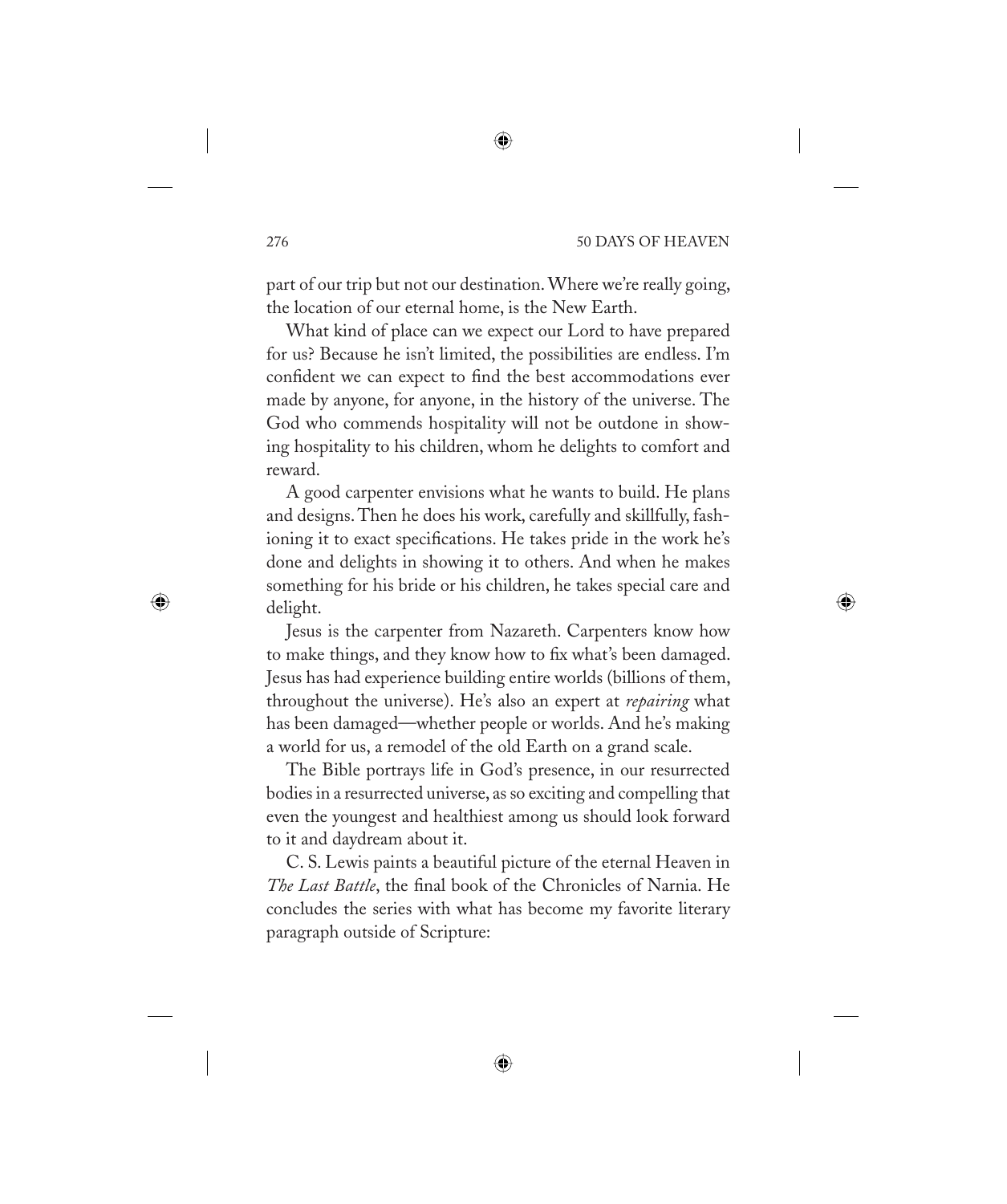part of our trip but not our destination. Where we're really going, the location of our eternal home, is the New Earth.

What kind of place can we expect our Lord to have prepared for us? Because he isn't limited, the possibilities are endless. I'm confident we can expect to find the best accommodations ever made by anyone, for anyone, in the history of the universe. The God who commends hospitality will not be outdone in showing hospitality to his children, whom he delights to comfort and reward.

A good carpenter envisions what he wants to build. He plans and designs. Then he does his work, carefully and skillfully, fashioning it to exact specifications. He takes pride in the work he's done and delights in showing it to others. And when he makes something for his bride or his children, he takes special care and delight.

Jesus is the carpenter from Nazareth. Carpenters know how to make things, and they know how to fix what's been damaged. Jesus has had experience building entire worlds (billions of them, throughout the universe). He's also an expert at *repairing* what has been damaged—whether people or worlds. And he's making a world for us, a remodel of the old Earth on a grand scale.

The Bible portrays life in God's presence, in our resurrected bodies in a resurrected universe, as so exciting and compelling that even the youngest and healthiest among us should look forward to it and daydream about it.

C. S. Lewis paints a beautiful picture of the eternal Heaven in *The Last Battle*, the final book of the Chronicles of Narnia. He concludes the series with what has become my favorite literary paragraph outside of Scripture: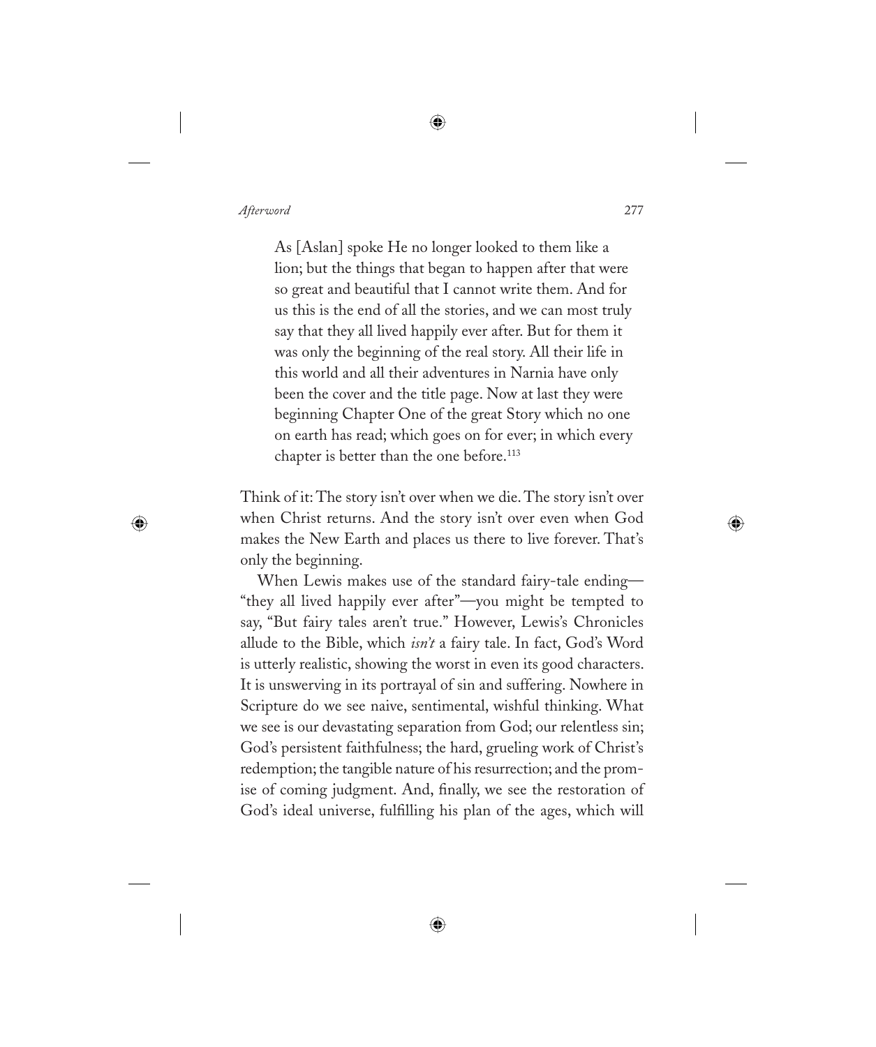> As [Aslan] spoke He no longer looked to them like a lion; but the things that began to happen after that were so great and beautiful that I cannot write them. And for us this is the end of all the stories, and we can most truly say that they all lived happily ever after. But for them it was only the beginning of the real story. All their life in this world and all their adventures in Narnia have only been the cover and the title page. Now at last they were beginning Chapter One of the great Story which no one on earth has read; which goes on for ever; in which every chapter is better than the one before.[113]

Think of it: The story isn't over when we die. The story isn't over when Christ returns. And the story isn't over even when God makes the New Earth and places us there to live forever. That's only the beginning.

When Lewis makes use of the standard fairy-tale ending—"they all lived happily ever after"—you might be tempted to say, "But fairy tales aren't true." However, Lewis's Chronicles allude to the Bible, which *isn't* a fairy tale. In fact, God's Word is utterly realistic, showing the worst in even its good characters. It is unswerving in its portrayal of sin and suffering. Nowhere in Scripture do we see naive, sentimental, wishful thinking. What we see is our devastating separation from God; our relentless sin; God's persistent faithfulness; the hard, grueling work of Christ's redemption; the tangible nature of his resurrection; and the promise of coming judgment. And, finally, we see the restoration of God's ideal universe, fulfilling his plan of the ages, which will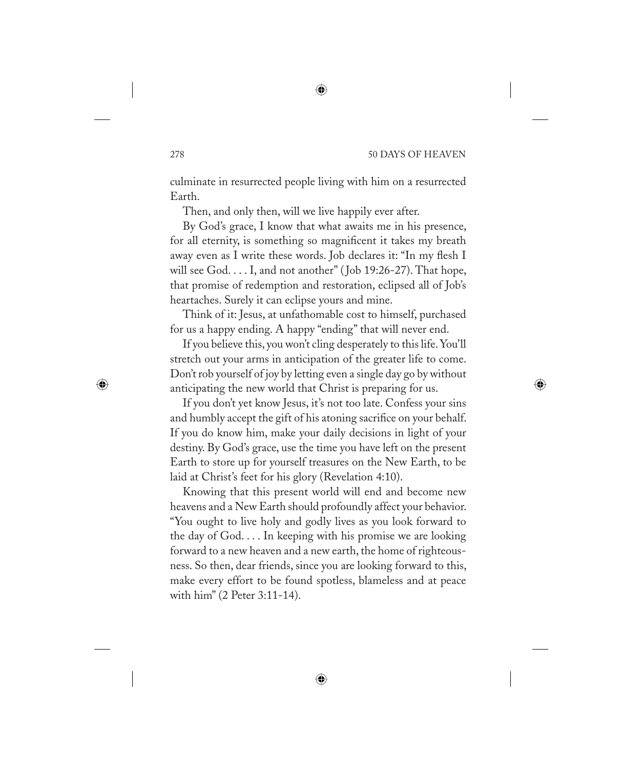culminate in resurrected people living with him on a resurrected Earth.

Then, and only then, will we live happily ever after.

By God's grace, I know that what awaits me in his presence, for all eternity, is something so magnificent it takes my breath away even as I write these words. Job declares it: "In my flesh I will see God. . . . I, and not another" (Job 19:26-27). That hope, that promise of redemption and restoration, eclipsed all of Job's heartaches. Surely it can eclipse yours and mine.

Think of it: Jesus, at unfathomable cost to himself, purchased for us a happy ending. A happy "ending" that will never end.

If you believe this, you won't cling desperately to this life. You'll stretch out your arms in anticipation of the greater life to come. Don't rob yourself of joy by letting even a single day go by without anticipating the new world that Christ is preparing for us.

If you don't yet know Jesus, it's not too late. Confess your sins and humbly accept the gift of his atoning sacrifice on your behalf. If you do know him, make your daily decisions in light of your destiny. By God's grace, use the time you have left on the present Earth to store up for yourself treasures on the New Earth, to be laid at Christ's feet for his glory (Revelation 4:10).

Knowing that this present world will end and become new heavens and a New Earth should profoundly affect your behavior. "You ought to live holy and godly lives as you look forward to the day of God. . . . In keeping with his promise we are looking forward to a new heaven and a new earth, the home of righteousness. So then, dear friends, since you are looking forward to this, make every effort to be found spotless, blameless and at peace with him" (2 Peter 3:11-14).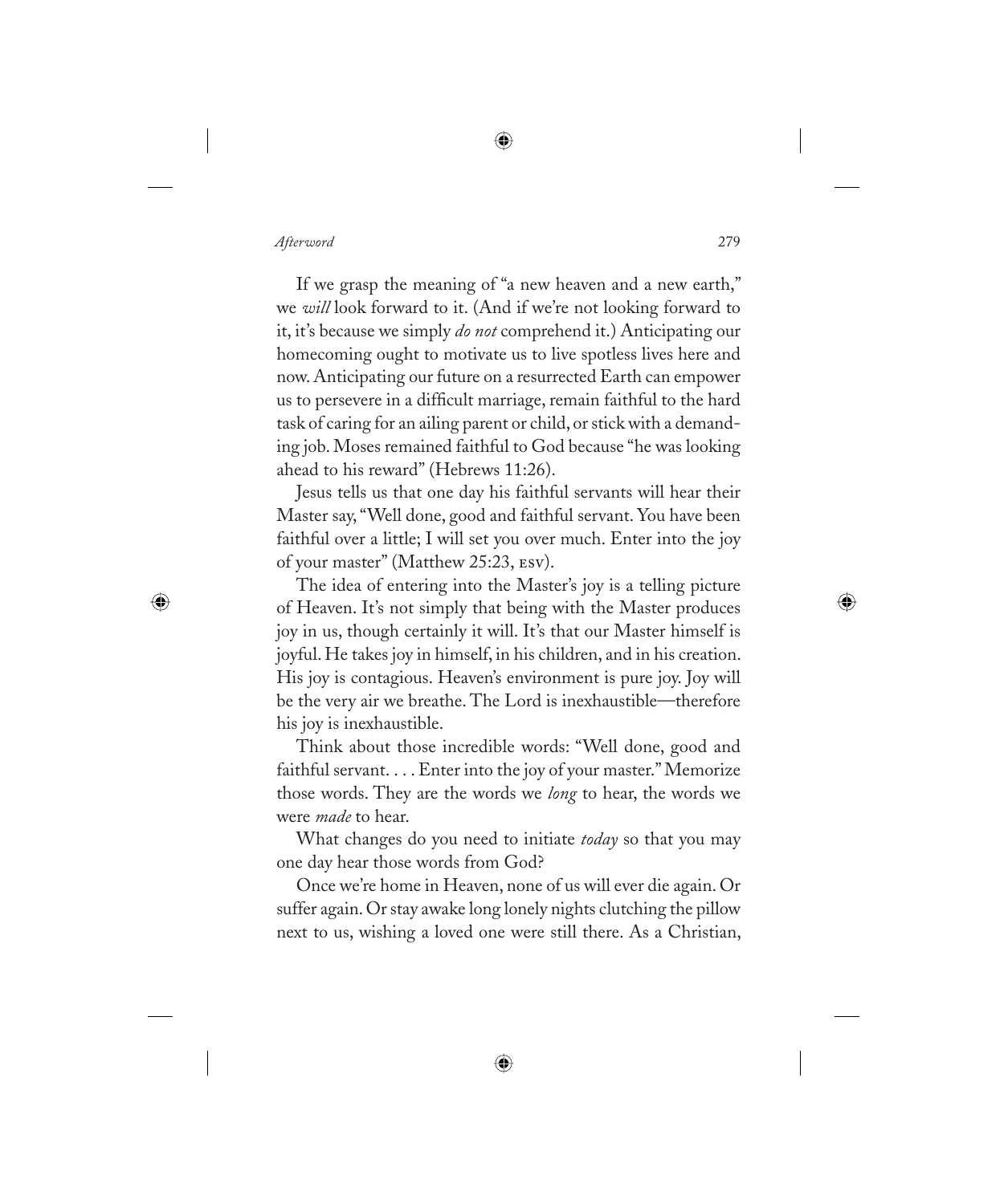If we grasp the meaning of "a new heaven and a new earth," we *will* look forward to it. (And if we're not looking forward to it, it's because we simply *do not* comprehend it.) Anticipating our homecoming ought to motivate us to live spotless lives here and now. Anticipating our future on a resurrected Earth can empower us to persevere in a difficult marriage, remain faithful to the hard task of caring for an ailing parent or child, or stick with a demanding job. Moses remained faithful to God because "he was looking ahead to his reward" (Hebrews 11:26).

Jesus tells us that one day his faithful servants will hear their Master say, "Well done, good and faithful servant. You have been faithful over a little; I will set you over much. Enter into the joy of your master" (Matthew 25:23, ESV).

The idea of entering into the Master's joy is a telling picture of Heaven. It's not simply that being with the Master produces joy in us, though certainly it will. It's that our Master himself is joyful. He takes joy in himself, in his children, and in his creation. His joy is contagious. Heaven's environment is pure joy. Joy will be the very air we breathe. The Lord is inexhaustible—therefore his joy is inexhaustible.

Think about those incredible words: "Well done, good and faithful servant. . . . Enter into the joy of your master." Memorize those words. They are the words we *long* to hear, the words we were *made* to hear.

What changes do you need to initiate *today* so that you may one day hear those words from God?

Once we're home in Heaven, none of us will ever die again. Or suffer again. Or stay awake long lonely nights clutching the pillow next to us, wishing a loved one were still there. As a Christian,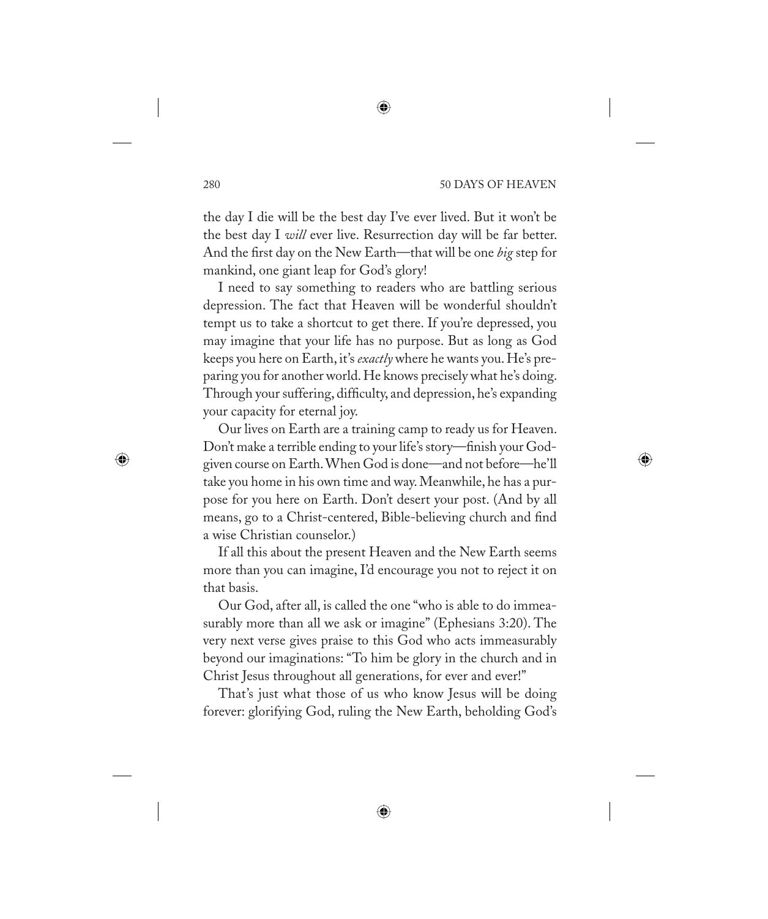the day I die will be the best day I've ever lived. But it won't be the best day I *will* ever live. Resurrection day will be far better. And the first day on the New Earth—that will be one *big* step for mankind, one giant leap for God's glory!

I need to say something to readers who are battling serious depression. The fact that Heaven will be wonderful shouldn't tempt us to take a shortcut to get there. If you're depressed, you may imagine that your life has no purpose. But as long as God keeps you here on Earth, it's *exactly* where he wants you. He's preparing you for another world. He knows precisely what he's doing. Through your suffering, difficulty, and depression, he's expanding your capacity for eternal joy.

Our lives on Earth are a training camp to ready us for Heaven. Don't make a terrible ending to your life's story—finish your God-given course on Earth. When God is done—and not before—he'll take you home in his own time and way. Meanwhile, he has a purpose for you here on Earth. Don't desert your post. (And by all means, go to a Christ-centered, Bible-believing church and find a wise Christian counselor.)

If all this about the present Heaven and the New Earth seems more than you can imagine, I'd encourage you not to reject it on that basis.

Our God, after all, is called the one "who is able to do immeasurably more than all we ask or imagine" (Ephesians 3:20). The very next verse gives praise to this God who acts immeasurably beyond our imaginations: "To him be glory in the church and in Christ Jesus throughout all generations, for ever and ever!"

That's just what those of us who know Jesus will be doing forever: glorifying God, ruling the New Earth, beholding God's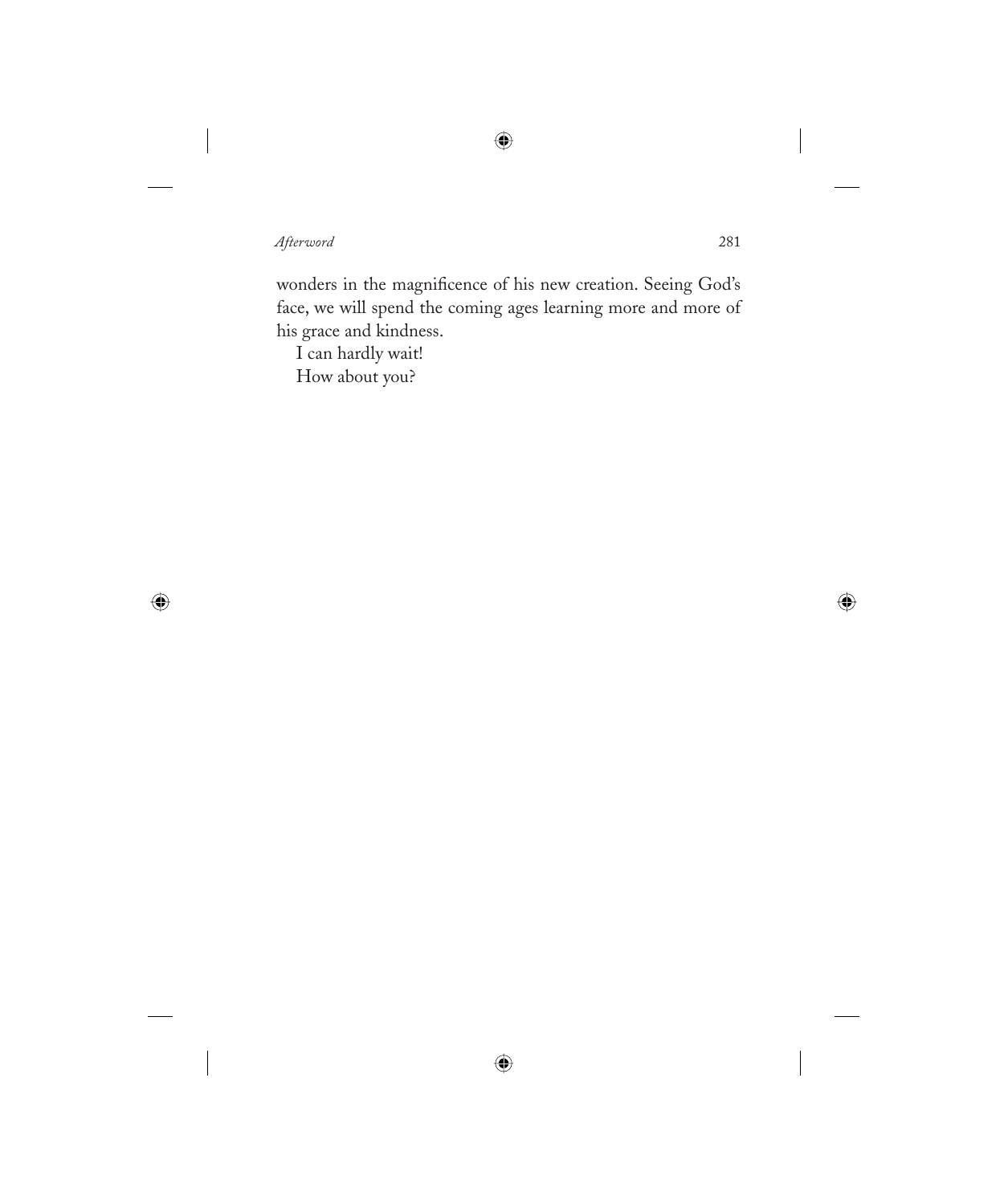wonders in the magnificence of his new creation. Seeing God's face, we will spend the coming ages learning more and more of his grace and kindness.

I can hardly wait!

How about you?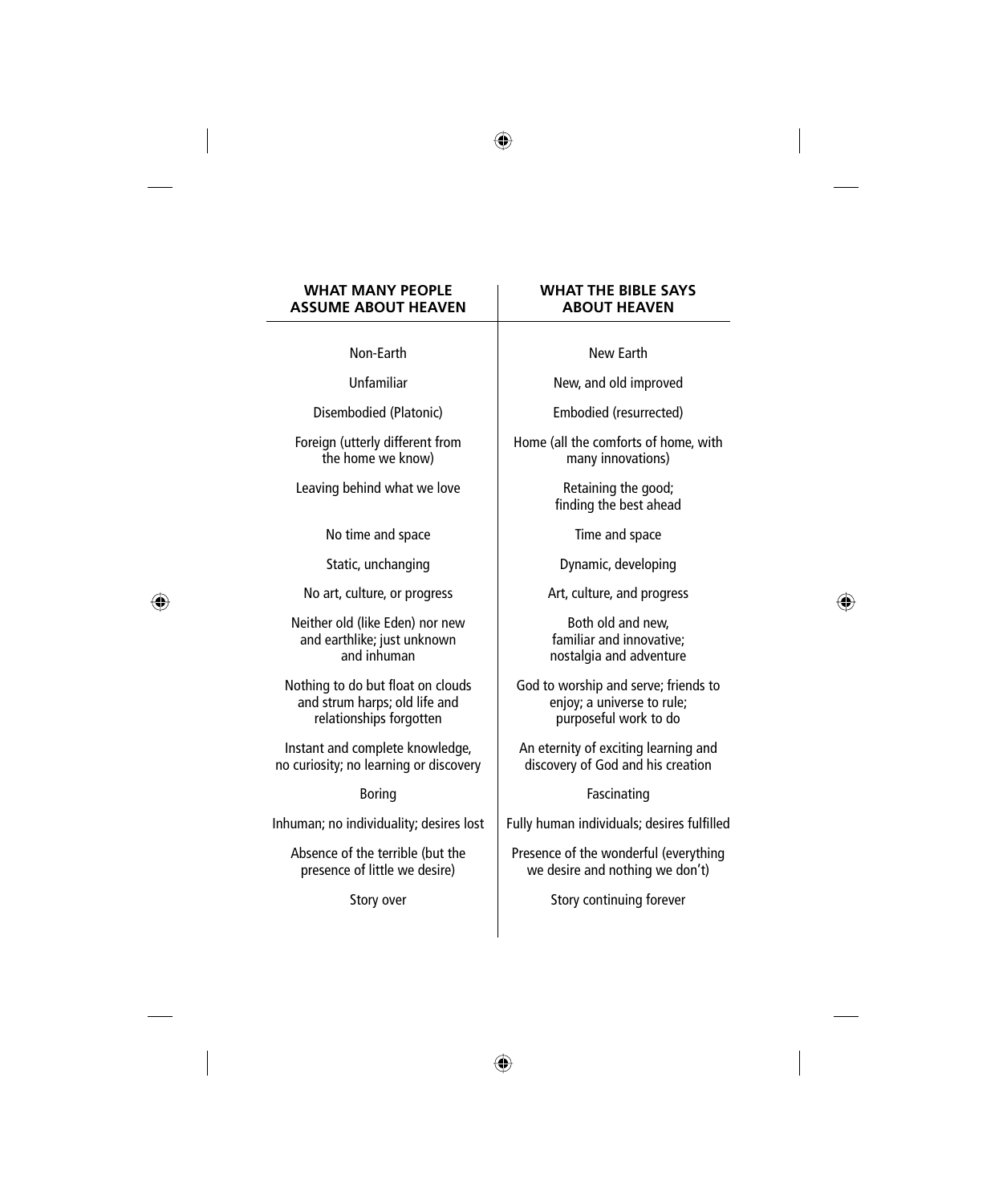| WHAT MANY PEOPLE ASSUME ABOUT HEAVEN | WHAT THE BIBLE SAYS ABOUT HEAVEN |
|---|---|
| Non-Earth | New Earth |
| Unfamiliar | New, and old improved |
| Disembodied (Platonic) | Embodied (resurrected) |
| Foreign (utterly different from the home we know) | Home (all the comforts of home, with many innovations) |
| Leaving behind what we love | Retaining the good; finding the best ahead |
| No time and space | Time and space |
| Static, unchanging | Dynamic, developing |
| No art, culture, or progress | Art, culture, and progress |
| Neither old (like Eden) nor new and earthlike; just unknown and inhuman | Both old and new, familiar and innovative; nostalgia and adventure |
| Nothing to do but float on clouds and strum harps; old life and relationships forgotten | God to worship and serve; friends to enjoy; a universe to rule; purposeful work to do |
| Instant and complete knowledge, no curiosity; no learning or discovery | An eternity of exciting learning and discovery of God and his creation |
| Boring | Fascinating |
| Inhuman; no individuality; desires lost | Fully human individuals; desires fulfilled |
| Absence of the terrible (but the presence of little we desire) | Presence of the wonderful (everything we desire and nothing we don't) |
| Story over | Story continuing forever |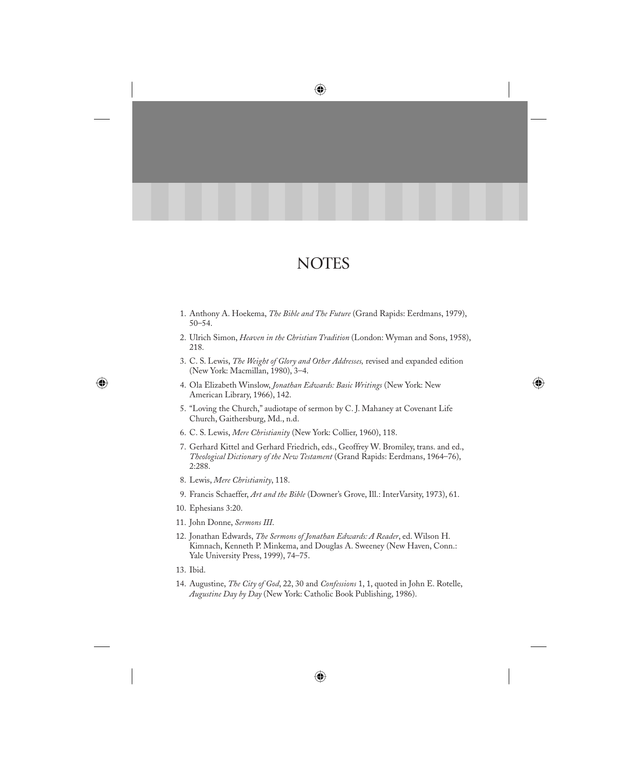# NOTES

1. Anthony A. Hoekema, *The Bible and The Future* (Grand Rapids: Eerdmans, 1979), 50–54.
2. Ulrich Simon, *Heaven in the Christian Tradition* (London: Wyman and Sons, 1958), 218.
3. C. S. Lewis, *The Weight of Glory and Other Addresses,* revised and expanded edition (New York: Macmillan, 1980), 3–4.
4. Ola Elizabeth Winslow, *Jonathan Edwards: Basic Writings* (New York: New American Library, 1966), 142.
5. "Loving the Church," audiotape of sermon by C. J. Mahaney at Covenant Life Church, Gaithersburg, Md., n.d.
6. C. S. Lewis, *Mere Christianity* (New York: Collier, 1960), 118.
7. Gerhard Kittel and Gerhard Friedrich, eds., Geoffrey W. Bromiley, trans. and ed., *Theological Dictionary of the New Testament* (Grand Rapids: Eerdmans, 1964–76), 2:288.
8. Lewis, *Mere Christianity*, 118.
9. Francis Schaeffer, *Art and the Bible* (Downer's Grove, Ill.: InterVarsity, 1973), 61.
10. Ephesians 3:20.
11. John Donne, *Sermons III*.
12. Jonathan Edwards, *The Sermons of Jonathan Edwards: A Reader*, ed. Wilson H. Kimnach, Kenneth P. Minkema, and Douglas A. Sweeney (New Haven, Conn.: Yale University Press, 1999), 74–75.
13. Ibid.
14. Augustine, *The City of God*, 22, 30 and *Confessions* 1, 1, quoted in John E. Rotelle, *Augustine Day by Day* (New York: Catholic Book Publishing, 1986).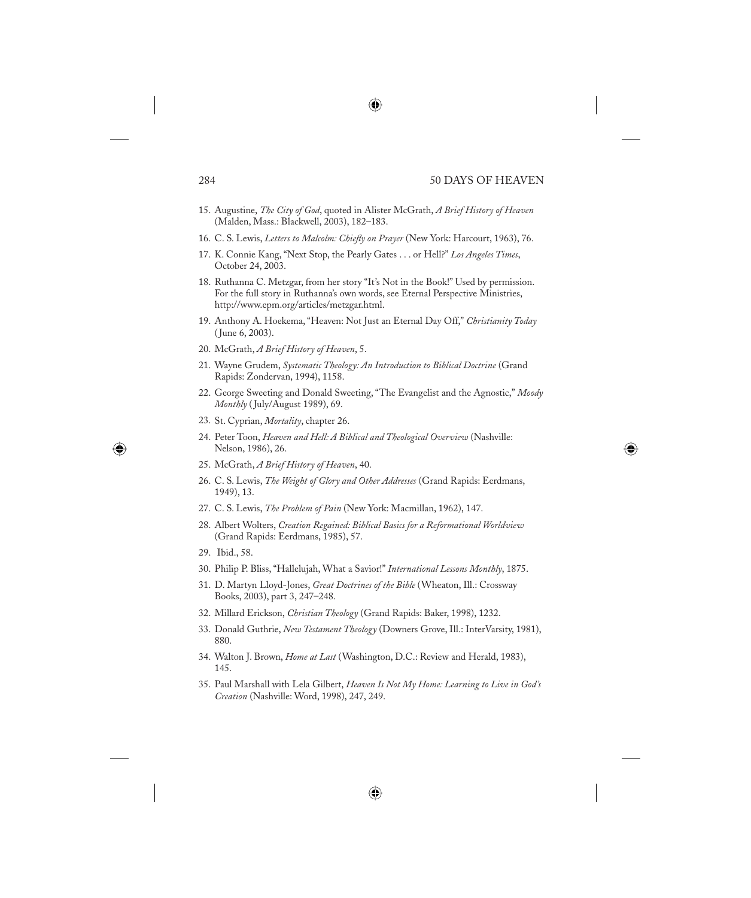15. Augustine, *The City of God*, quoted in Alister McGrath, *A Brief History of Heaven* (Malden, Mass.: Blackwell, 2003), 182–183.
16. C. S. Lewis, *Letters to Malcolm: Chiefly on Prayer* (New York: Harcourt, 1963), 76.
17. K. Connie Kang, "Next Stop, the Pearly Gates . . . or Hell?" *Los Angeles Times*, October 24, 2003.
18. Ruthanna C. Metzgar, from her story "It's Not in the Book!" Used by permission. For the full story in Ruthanna's own words, see Eternal Perspective Ministries, http://www.epm.org/articles/metzgar.html.
19. Anthony A. Hoekema, "Heaven: Not Just an Eternal Day Off," *Christianity Today* (June 6, 2003).
20. McGrath, *A Brief History of Heaven*, 5.
21. Wayne Grudem, *Systematic Theology: An Introduction to Biblical Doctrine* (Grand Rapids: Zondervan, 1994), 1158.
22. George Sweeting and Donald Sweeting, "The Evangelist and the Agnostic," *Moody Monthly* (July/August 1989), 69.
23. St. Cyprian, *Mortality*, chapter 26.
24. Peter Toon, *Heaven and Hell: A Biblical and Theological Overview* (Nashville: Nelson, 1986), 26.
25. McGrath, *A Brief History of Heaven*, 40.
26. C. S. Lewis, *The Weight of Glory and Other Addresses* (Grand Rapids: Eerdmans, 1949), 13.
27. C. S. Lewis, *The Problem of Pain* (New York: Macmillan, 1962), 147.
28. Albert Wolters, *Creation Regained: Biblical Basics for a Reformational Worldview* (Grand Rapids: Eerdmans, 1985), 57.
29. Ibid., 58.
30. Philip P. Bliss, "Hallelujah, What a Savior!" *International Lessons Monthly*, 1875.
31. D. Martyn Lloyd-Jones, *Great Doctrines of the Bible* (Wheaton, Ill.: Crossway Books, 2003), part 3, 247–248.
32. Millard Erickson, *Christian Theology* (Grand Rapids: Baker, 1998), 1232.
33. Donald Guthrie, *New Testament Theology* (Downers Grove, Ill.: InterVarsity, 1981), 880.
34. Walton J. Brown, *Home at Last* (Washington, D.C.: Review and Herald, 1983), 145.
35. Paul Marshall with Lela Gilbert, *Heaven Is Not My Home: Learning to Live in God's Creation* (Nashville: Word, 1998), 247, 249.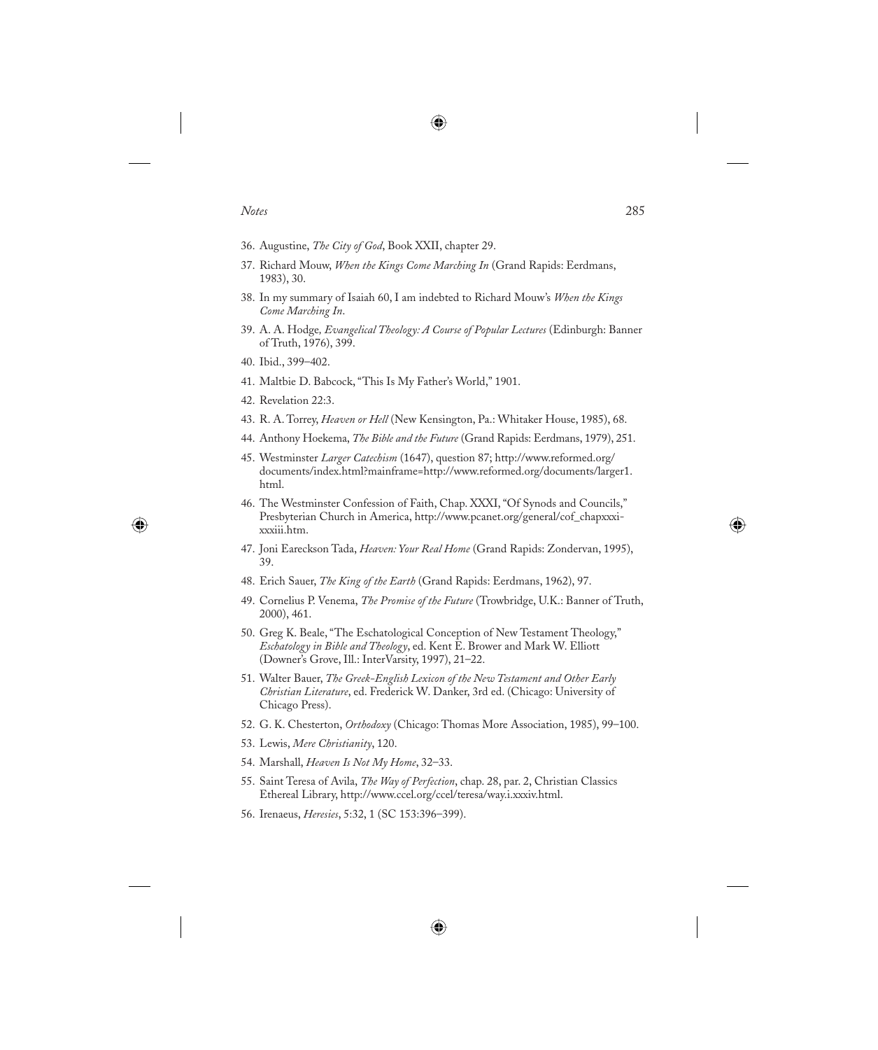36. Augustine, *The City of God*, Book XXII, chapter 29.
37. Richard Mouw, *When the Kings Come Marching In* (Grand Rapids: Eerdmans, 1983), 30.
38. In my summary of Isaiah 60, I am indebted to Richard Mouw's *When the Kings Come Marching In*.
39. A. A. Hodge, *Evangelical Theology: A Course of Popular Lectures* (Edinburgh: Banner of Truth, 1976), 399.
40. Ibid., 399–402.
41. Maltbie D. Babcock, "This Is My Father's World," 1901.
42. Revelation 22:3.
43. R. A. Torrey, *Heaven or Hell* (New Kensington, Pa.: Whitaker House, 1985), 68.
44. Anthony Hoekema, *The Bible and the Future* (Grand Rapids: Eerdmans, 1979), 251.
45. Westminster *Larger Catechism* (1647), question 87; http://www.reformed.org/documents/index.html?mainframe=http://www.reformed.org/documents/larger1.html.
46. The Westminster Confession of Faith, Chap. XXXI, "Of Synods and Councils," Presbyterian Church in America, http://www.pcanet.org/general/cof_chapxxxi-xxxiii.htm.
47. Joni Eareckson Tada, *Heaven: Your Real Home* (Grand Rapids: Zondervan, 1995), 39.
48. Erich Sauer, *The King of the Earth* (Grand Rapids: Eerdmans, 1962), 97.
49. Cornelius P. Venema, *The Promise of the Future* (Trowbridge, U.K.: Banner of Truth, 2000), 461.
50. Greg K. Beale, "The Eschatological Conception of New Testament Theology," *Eschatology in Bible and Theology*, ed. Kent E. Brower and Mark W. Elliott (Downer's Grove, Ill.: InterVarsity, 1997), 21–22.
51. Walter Bauer, *The Greek-English Lexicon of the New Testament and Other Early Christian Literature*, ed. Frederick W. Danker, 3rd ed. (Chicago: University of Chicago Press).
52. G. K. Chesterton, *Orthodoxy* (Chicago: Thomas More Association, 1985), 99–100.
53. Lewis, *Mere Christianity*, 120.
54. Marshall, *Heaven Is Not My Home*, 32–33.
55. Saint Teresa of Avila, *The Way of Perfection*, chap. 28, par. 2, Christian Classics Ethereal Library, http://www.ccel.org/ccel/teresa/way.i.xxxiv.html.
56. Irenaeus, *Heresies*, 5:32, 1 (SC 153:396–399).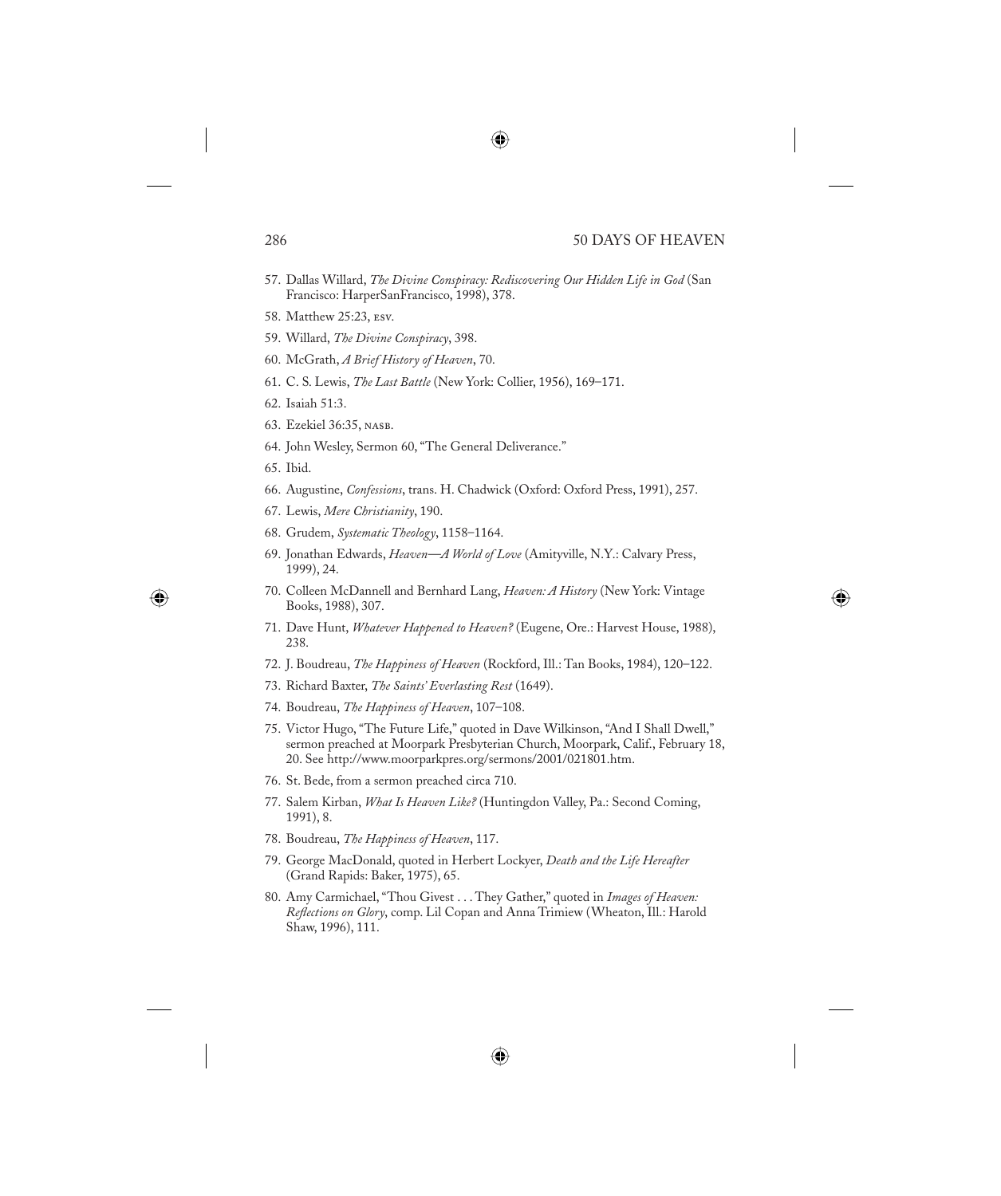57. Dallas Willard, *The Divine Conspiracy: Rediscovering Our Hidden Life in God* (San Francisco: HarperSanFrancisco, 1998), 378.
58. Matthew 25:23, ESV.
59. Willard, *The Divine Conspiracy*, 398.
60. McGrath, *A Brief History of Heaven*, 70.
61. C. S. Lewis, *The Last Battle* (New York: Collier, 1956), 169–171.
62. Isaiah 51:3.
63. Ezekiel 36:35, NASB.
64. John Wesley, Sermon 60, "The General Deliverance."
65. Ibid.
66. Augustine, *Confessions*, trans. H. Chadwick (Oxford: Oxford Press, 1991), 257.
67. Lewis, *Mere Christianity*, 190.
68. Grudem, *Systematic Theology*, 1158–1164.
69. Jonathan Edwards, *Heaven—A World of Love* (Amityville, N.Y.: Calvary Press, 1999), 24.
70. Colleen McDannell and Bernhard Lang, *Heaven: A History* (New York: Vintage Books, 1988), 307.
71. Dave Hunt, *Whatever Happened to Heaven?* (Eugene, Ore.: Harvest House, 1988), 238.
72. J. Boudreau, *The Happiness of Heaven* (Rockford, Ill.: Tan Books, 1984), 120–122.
73. Richard Baxter, *The Saints' Everlasting Rest* (1649).
74. Boudreau, *The Happiness of Heaven*, 107–108.
75. Victor Hugo, "The Future Life," quoted in Dave Wilkinson, "And I Shall Dwell," sermon preached at Moorpark Presbyterian Church, Moorpark, Calif., February 18, 20. See http://www.moorparkpres.org/sermons/2001/021801.htm.
76. St. Bede, from a sermon preached circa 710.
77. Salem Kirban, *What Is Heaven Like?* (Huntingdon Valley, Pa.: Second Coming, 1991), 8.
78. Boudreau, *The Happiness of Heaven*, 117.
79. George MacDonald, quoted in Herbert Lockyer, *Death and the Life Hereafter* (Grand Rapids: Baker, 1975), 65.
80. Amy Carmichael, "Thou Givest . . . They Gather," quoted in *Images of Heaven: Reflections on Glory*, comp. Lil Copan and Anna Trimiew (Wheaton, Ill.: Harold Shaw, 1996), 111.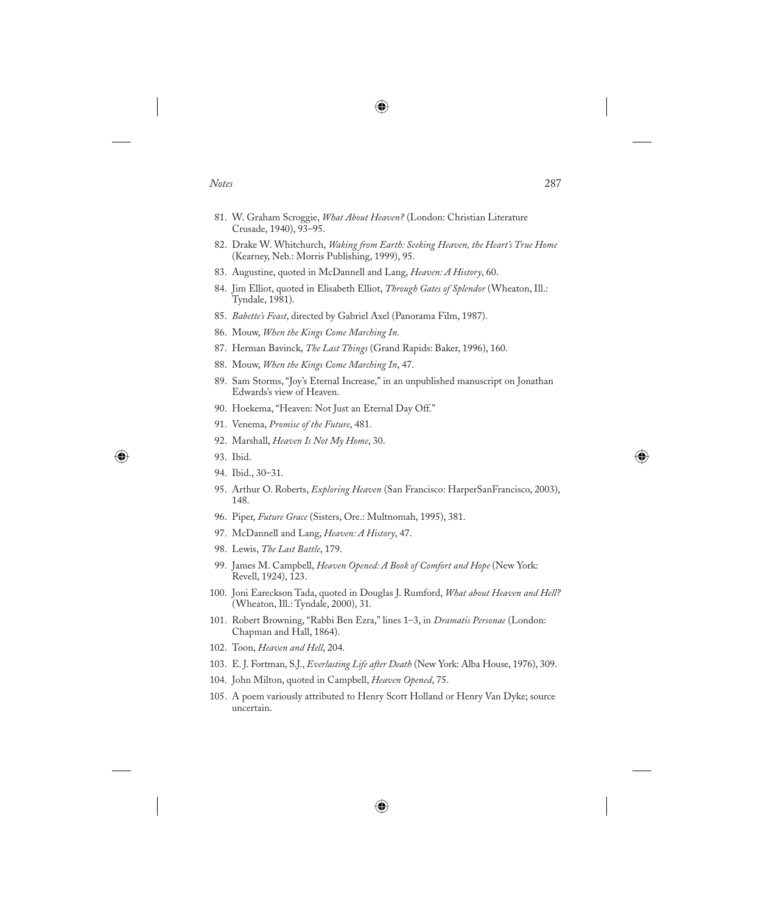81. W. Graham Scroggie, *What About Heaven?* (London: Christian Literature Crusade, 1940), 93–95.
82. Drake W. Whitchurch, *Waking from Earth: Seeking Heaven, the Heart's True Home* (Kearney, Neb.: Morris Publishing, 1999), 95.
83. Augustine, quoted in McDannell and Lang, *Heaven: A History*, 60.
84. Jim Elliot, quoted in Elisabeth Elliot, *Through Gates of Splendor* (Wheaton, Ill.: Tyndale, 1981).
85. *Babette's Feast*, directed by Gabriel Axel (Panorama Film, 1987).
86. Mouw, *When the Kings Come Marching In.*
87. Herman Bavinck, *The Last Things* (Grand Rapids: Baker, 1996), 160.
88. Mouw, *When the Kings Come Marching In*, 47.
89. Sam Storms, "Joy's Eternal Increase," in an unpublished manuscript on Jonathan Edwards's view of Heaven.
90. Hoekema, "Heaven: Not Just an Eternal Day Off."
91. Venema, *Promise of the Future*, 481.
92. Marshall, *Heaven Is Not My Home*, 30.
93. Ibid.
94. Ibid., 30–31.
95. Arthur O. Roberts, *Exploring Heaven* (San Francisco: HarperSanFrancisco, 2003), 148.
96. Piper, *Future Grace* (Sisters, Ore.: Multnomah, 1995), 381.
97. McDannell and Lang, *Heaven: A History*, 47.
98. Lewis, *The Last Battle*, 179.
99. James M. Campbell, *Heaven Opened: A Book of Comfort and Hope* (New York: Revell, 1924), 123.
100. Joni Eareckson Tada, quoted in Douglas J. Rumford, *What about Heaven and Hell?* (Wheaton, Ill.: Tyndale, 2000), 31.
101. Robert Browning, "Rabbi Ben Ezra," lines 1–3, in *Dramatis Personae* (London: Chapman and Hall, 1864).
102. Toon, *Heaven and Hell*, 204.
103. E. J. Fortman, S.J., *Everlasting Life after Death* (New York: Alba House, 1976), 309.
104. John Milton, quoted in Campbell, *Heaven Opened*, 75.
105. A poem variously attributed to Henry Scott Holland or Henry Van Dyke; source uncertain.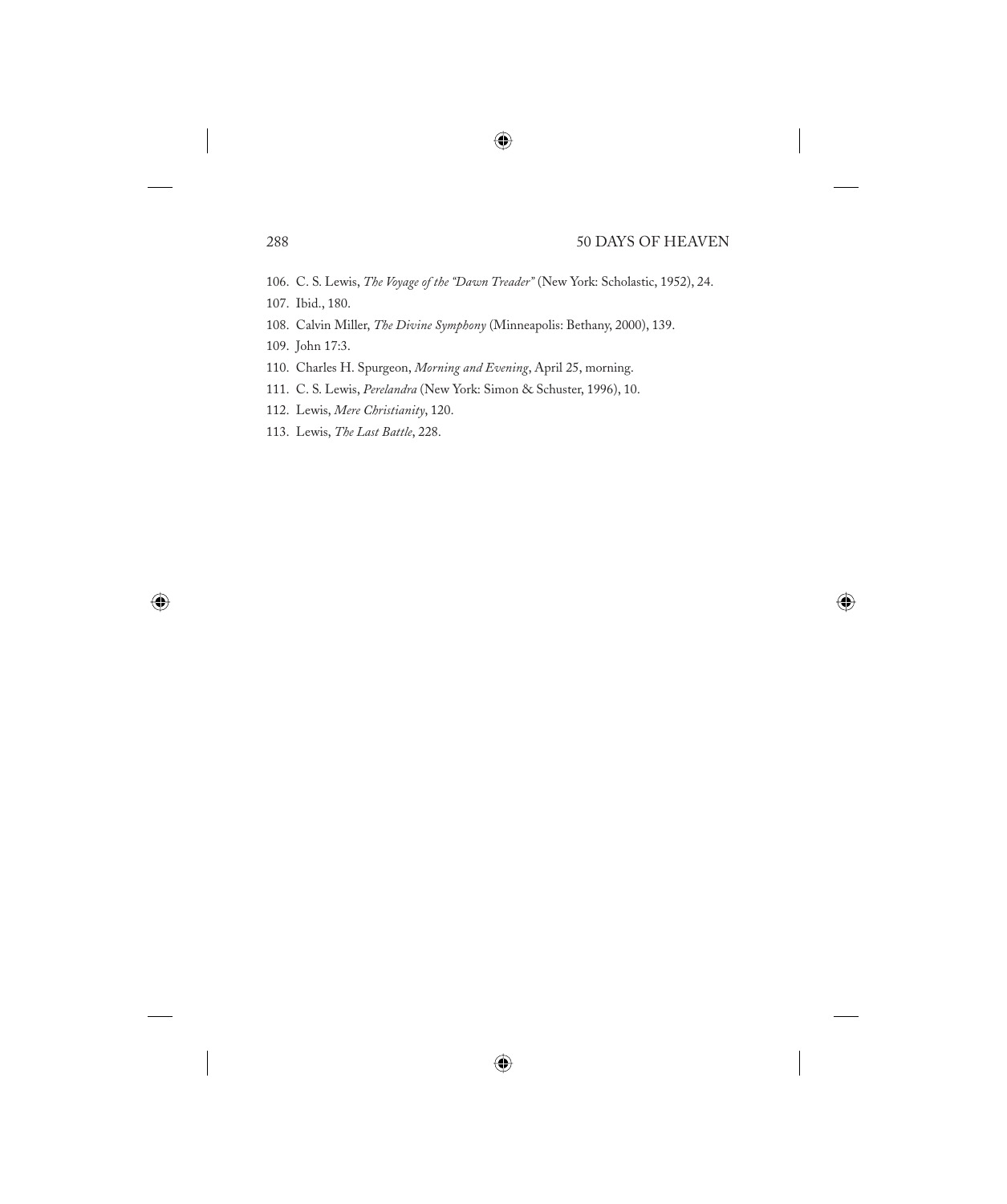106. C. S. Lewis, *The Voyage of the "Dawn Treader"* (New York: Scholastic, 1952), 24.
107. Ibid., 180.
108. Calvin Miller, *The Divine Symphony* (Minneapolis: Bethany, 2000), 139.
109. John 17:3.
110. Charles H. Spurgeon, *Morning and Evening*, April 25, morning.
111. C. S. Lewis, *Perelandra* (New York: Simon & Schuster, 1996), 10.
112. Lewis, *Mere Christianity*, 120.
113. Lewis, *The Last Battle*, 228.